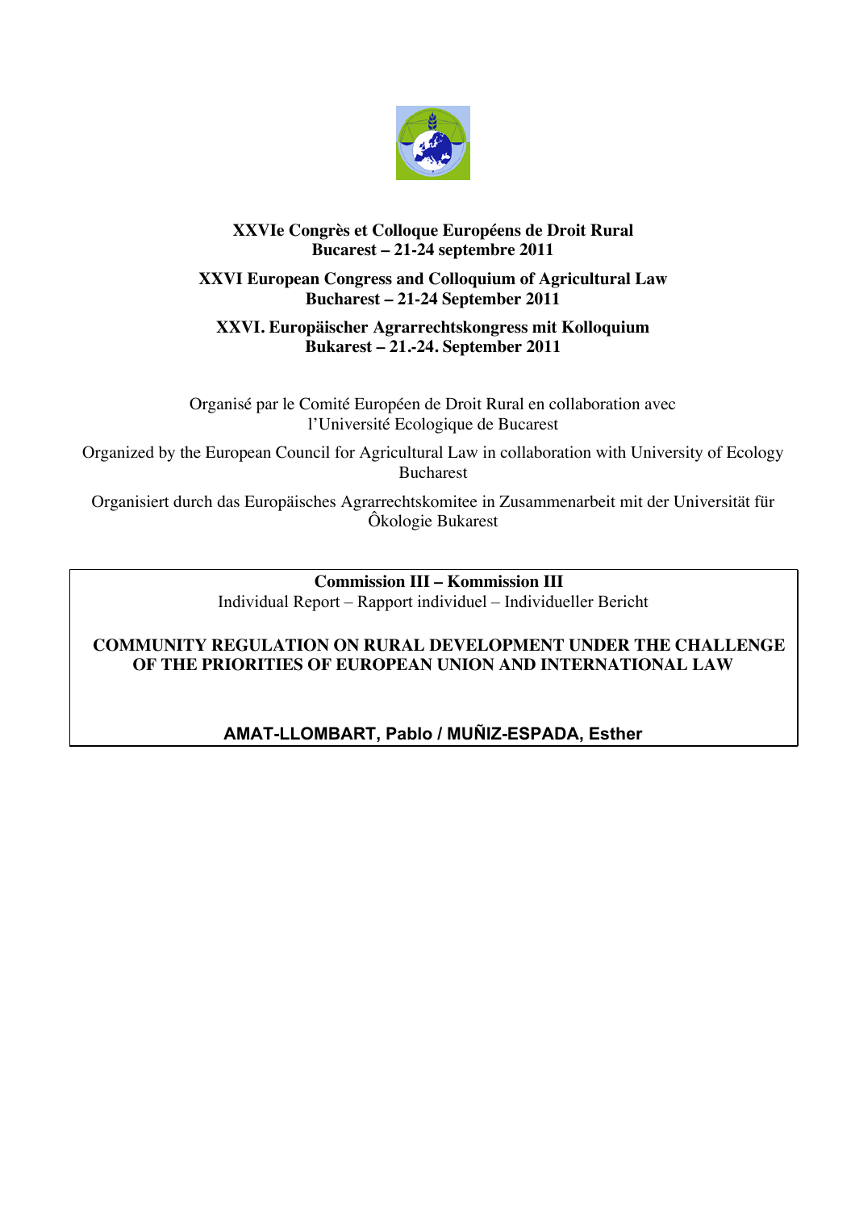**XXVIe Congrès et Colloque Européens de Droit Rural**
**Bucarest – 21-24 septembre 2011**

**XXVI European Congress and Colloquium of Agricultural Law**
**Bucharest – 21-24 September 2011**

**XXVI. Europäischer Agrarrechtskongress mit Kolloquium**
**Bukarest – 21.-24. September 2011**

Organisé par le Comité Européen de Droit Rural en collaboration avec l'Université Ecologique de Bucarest

Organized by the European Council for Agricultural Law in collaboration with University of Ecology Bucharest

Organisiert durch das Europäisches Agrarrechtskomitee in Zusammenarbeit mit der Universität für Ôkologie Bukarest

**Commission III – Kommission III**

Individual Report – Rapport individuel – Individueller Bericht

# COMMUNITY REGULATION ON RURAL DEVELOPMENT UNDER THE CHALLENGE OF THE PRIORITIES OF EUROPEAN UNION AND INTERNATIONAL LAW

**AMAT-LLOMBART, Pablo / MUÑIZ-ESPADA, Esther**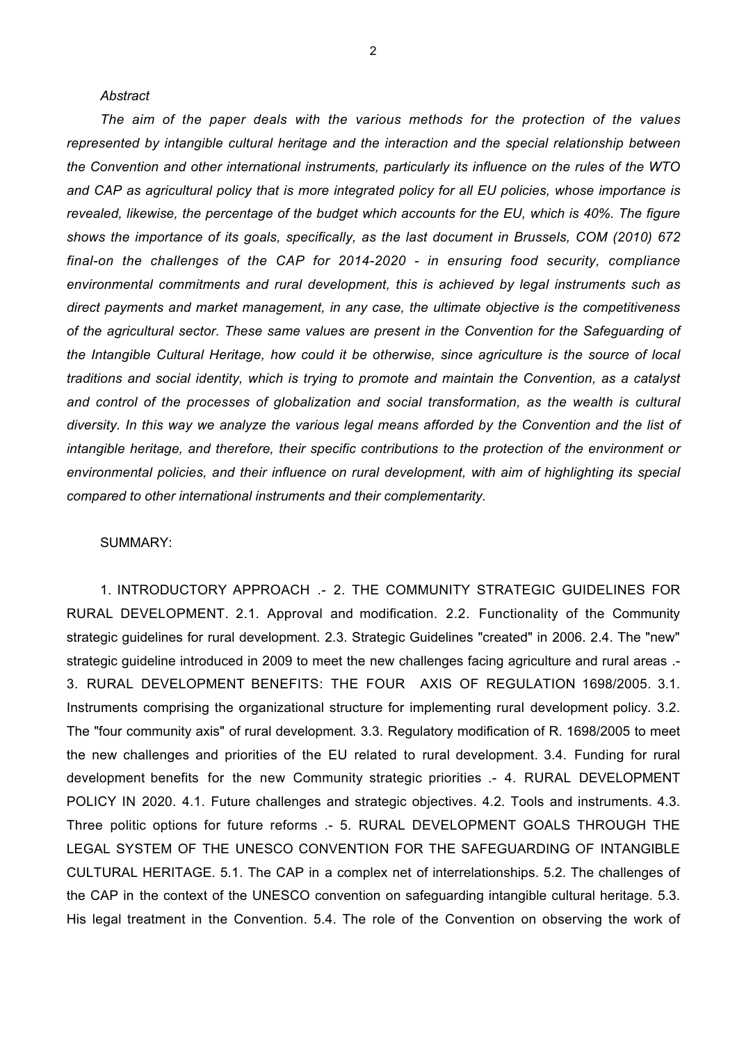*Abstract*

*The aim of the paper deals with the various methods for the protection of the values represented by intangible cultural heritage and the interaction and the special relationship between the Convention and other international instruments, particularly its influence on the rules of the WTO and CAP as agricultural policy that is more integrated policy for all EU policies, whose importance is revealed, likewise, the percentage of the budget which accounts for the EU, which is 40%. The figure shows the importance of its goals, specifically, as the last document in Brussels, COM (2010) 672 final-on the challenges of the CAP for 2014-2020 - in ensuring food security, compliance environmental commitments and rural development, this is achieved by legal instruments such as direct payments and market management, in any case, the ultimate objective is the competitiveness of the agricultural sector. These same values are present in the Convention for the Safeguarding of the Intangible Cultural Heritage, how could it be otherwise, since agriculture is the source of local traditions and social identity, which is trying to promote and maintain the Convention, as a catalyst and control of the processes of globalization and social transformation, as the wealth is cultural diversity. In this way we analyze the various legal means afforded by the Convention and the list of intangible heritage, and therefore, their specific contributions to the protection of the environment or environmental policies, and their influence on rural development, with aim of highlighting its special compared to other international instruments and their complementarity.*

SUMMARY:

1. INTRODUCTORY APPROACH .- 2. THE COMMUNITY STRATEGIC GUIDELINES FOR RURAL DEVELOPMENT. 2.1. Approval and modification. 2.2. Functionality of the Community strategic guidelines for rural development. 2.3. Strategic Guidelines "created" in 2006. 2.4. The "new" strategic guideline introduced in 2009 to meet the new challenges facing agriculture and rural areas .- 3. RURAL DEVELOPMENT BENEFITS: THE FOUR AXIS OF REGULATION 1698/2005. 3.1. Instruments comprising the organizational structure for implementing rural development policy. 3.2. The "four community axis" of rural development. 3.3. Regulatory modification of R. 1698/2005 to meet the new challenges and priorities of the EU related to rural development. 3.4. Funding for rural development benefits for the new Community strategic priorities .- 4. RURAL DEVELOPMENT POLICY IN 2020. 4.1. Future challenges and strategic objectives. 4.2. Tools and instruments. 4.3. Three politic options for future reforms .- 5. RURAL DEVELOPMENT GOALS THROUGH THE LEGAL SYSTEM OF THE UNESCO CONVENTION FOR THE SAFEGUARDING OF INTANGIBLE CULTURAL HERITAGE. 5.1. The CAP in a complex net of interrelationships. 5.2. The challenges of the CAP in the context of the UNESCO convention on safeguarding intangible cultural heritage. 5.3. His legal treatment in the Convention. 5.4. The role of the Convention on observing the work of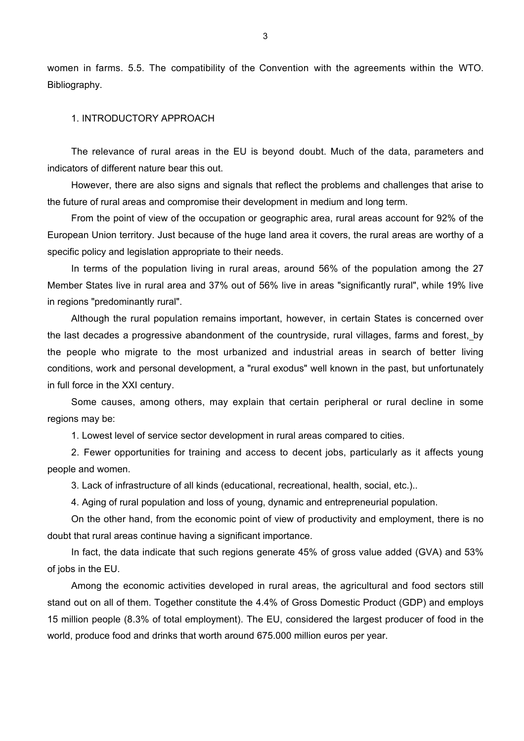women in farms. 5.5. The compatibility of the Convention with the agreements within the WTO. Bibliography.

## 1. INTRODUCTORY APPROACH

The relevance of rural areas in the EU is beyond doubt. Much of the data, parameters and indicators of different nature bear this out.

However, there are also signs and signals that reflect the problems and challenges that arise to the future of rural areas and compromise their development in medium and long term.

From the point of view of the occupation or geographic area, rural areas account for 92% of the European Union territory. Just because of the huge land area it covers, the rural areas are worthy of a specific policy and legislation appropriate to their needs.

In terms of the population living in rural areas, around 56% of the population among the 27 Member States live in rural area and 37% out of 56% live in areas "significantly rural", while 19% live in regions "predominantly rural".

Although the rural population remains important, however, in certain States is concerned over the last decades a progressive abandonment of the countryside, rural villages, farms and forest, by the people who migrate to the most urbanized and industrial areas in search of better living conditions, work and personal development, a "rural exodus" well known in the past, but unfortunately in full force in the XXI century.

Some causes, among others, may explain that certain peripheral or rural decline in some regions may be:

1. Lowest level of service sector development in rural areas compared to cities.
2. Fewer opportunities for training and access to decent jobs, particularly as it affects young people and women.
3. Lack of infrastructure of all kinds (educational, recreational, health, social, etc.)..
4. Aging of rural population and loss of young, dynamic and entrepreneurial population.

On the other hand, from the economic point of view of productivity and employment, there is no doubt that rural areas continue having a significant importance.

In fact, the data indicate that such regions generate 45% of gross value added (GVA) and 53% of jobs in the EU.

Among the economic activities developed in rural areas, the agricultural and food sectors still stand out on all of them. Together constitute the 4.4% of Gross Domestic Product (GDP) and employs 15 million people (8.3% of total employment). The EU, considered the largest producer of food in the world, produce food and drinks that worth around 675.000 million euros per year.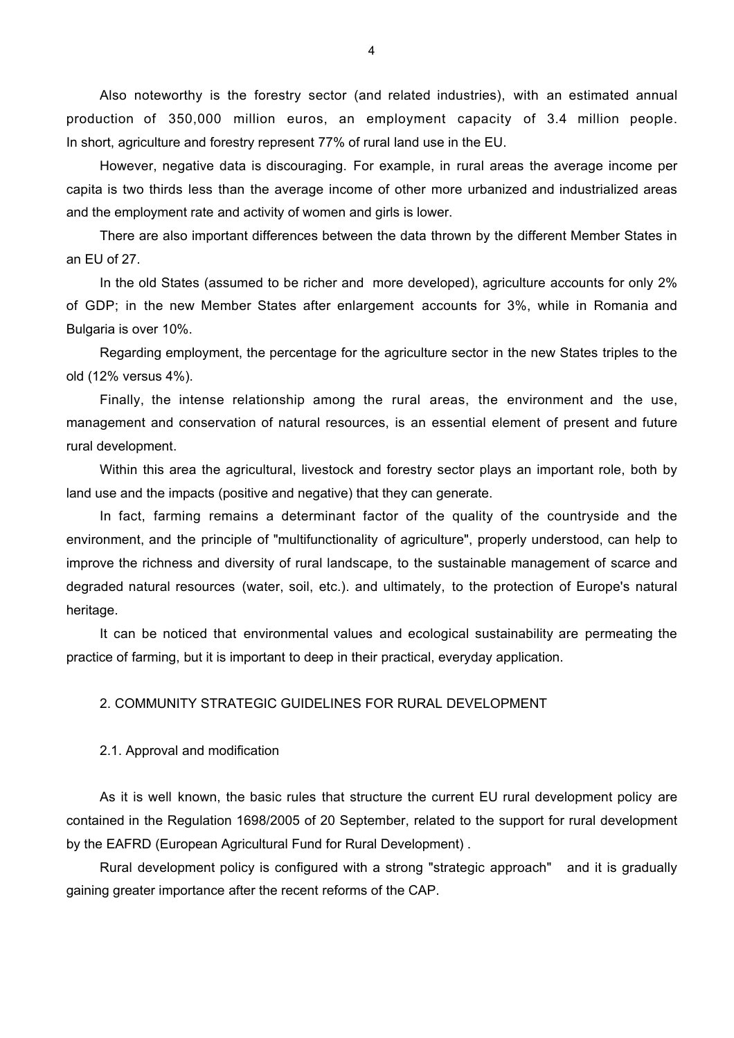Also noteworthy is the forestry sector (and related industries), with an estimated annual production of 350,000 million euros, an employment capacity of 3.4 million people. In short, agriculture and forestry represent 77% of rural land use in the EU.

However, negative data is discouraging. For example, in rural areas the average income per capita is two thirds less than the average income of other more urbanized and industrialized areas and the employment rate and activity of women and girls is lower.

There are also important differences between the data thrown by the different Member States in an EU of 27.

In the old States (assumed to be richer and more developed), agriculture accounts for only 2% of GDP; in the new Member States after enlargement accounts for 3%, while in Romania and Bulgaria is over 10%.

Regarding employment, the percentage for the agriculture sector in the new States triples to the old (12% versus 4%).

Finally, the intense relationship among the rural areas, the environment and the use, management and conservation of natural resources, is an essential element of present and future rural development.

Within this area the agricultural, livestock and forestry sector plays an important role, both by land use and the impacts (positive and negative) that they can generate.

In fact, farming remains a determinant factor of the quality of the countryside and the environment, and the principle of "multifunctionality of agriculture", properly understood, can help to improve the richness and diversity of rural landscape, to the sustainable management of scarce and degraded natural resources (water, soil, etc.). and ultimately, to the protection of Europe's natural heritage.

It can be noticed that environmental values and ecological sustainability are permeating the practice of farming, but it is important to deep in their practical, everyday application.

## 2. COMMUNITY STRATEGIC GUIDELINES FOR RURAL DEVELOPMENT

### 2.1. Approval and modification

As it is well known, the basic rules that structure the current EU rural development policy are contained in the Regulation 1698/2005 of 20 September, related to the support for rural development by the EAFRD (European Agricultural Fund for Rural Development) .

Rural development policy is configured with a strong "strategic approach" and it is gradually gaining greater importance after the recent reforms of the CAP.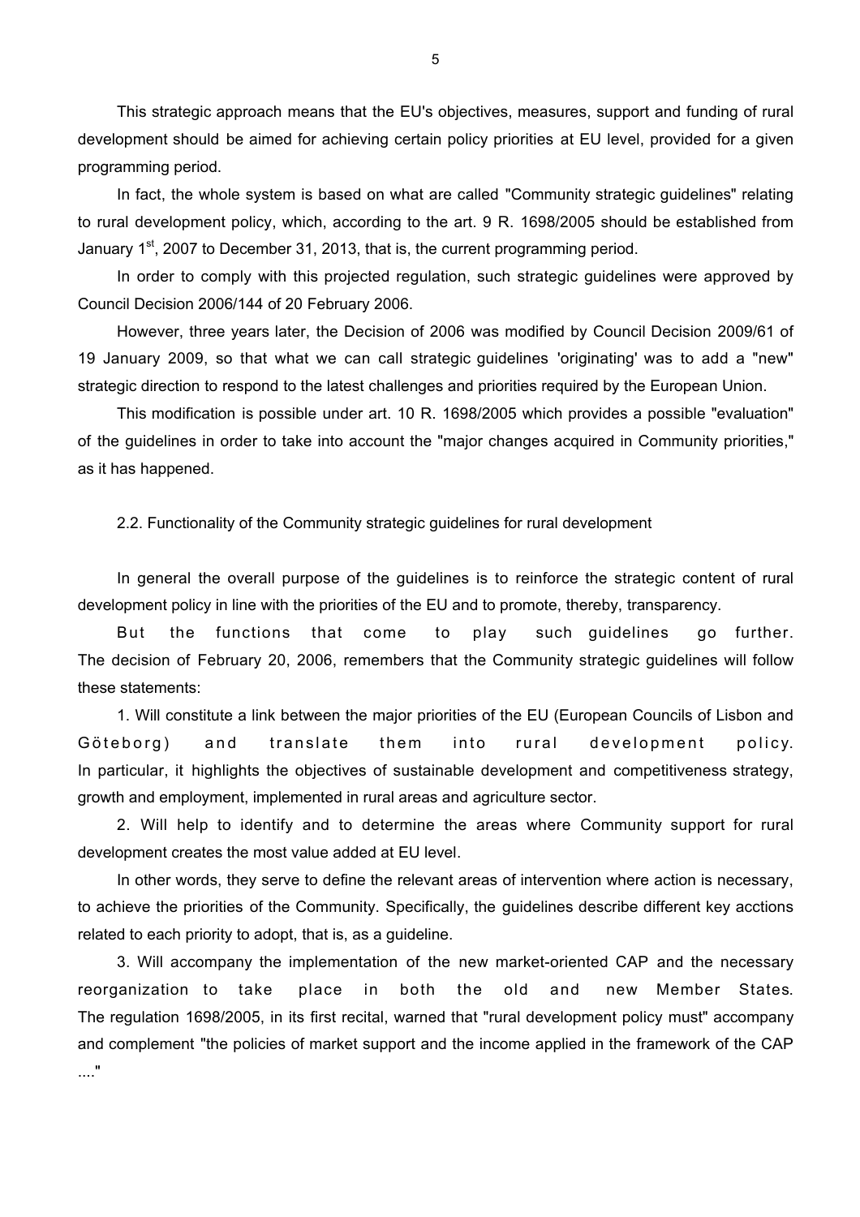This strategic approach means that the EU's objectives, measures, support and funding of rural development should be aimed for achieving certain policy priorities at EU level, provided for a given programming period.

In fact, the whole system is based on what are called "Community strategic guidelines" relating to rural development policy, which, according to the art. 9 R. 1698/2005 should be established from January 1st, 2007 to December 31, 2013, that is, the current programming period.

In order to comply with this projected regulation, such strategic guidelines were approved by Council Decision 2006/144 of 20 February 2006.

However, three years later, the Decision of 2006 was modified by Council Decision 2009/61 of 19 January 2009, so that what we can call strategic guidelines 'originating' was to add a "new" strategic direction to respond to the latest challenges and priorities required by the European Union.

This modification is possible under art. 10 R. 1698/2005 which provides a possible "evaluation" of the guidelines in order to take into account the "major changes acquired in Community priorities," as it has happened.

### 2.2. Functionality of the Community strategic guidelines for rural development

In general the overall purpose of the guidelines is to reinforce the strategic content of rural development policy in line with the priorities of the EU and to promote, thereby, transparency.

But the functions that come to play such guidelines go further. The decision of February 20, 2006, remembers that the Community strategic guidelines will follow these statements:

1. Will constitute a link between the major priorities of the EU (European Councils of Lisbon and Göteborg) and translate them into rural development policy. In particular, it highlights the objectives of sustainable development and competitiveness strategy, growth and employment, implemented in rural areas and agriculture sector.

2. Will help to identify and to determine the areas where Community support for rural development creates the most value added at EU level.

In other words, they serve to define the relevant areas of intervention where action is necessary, to achieve the priorities of the Community. Specifically, the guidelines describe different key acctions related to each priority to adopt, that is, as a guideline.

3. Will accompany the implementation of the new market-oriented CAP and the necessary reorganization to take place in both the old and new Member States. The regulation 1698/2005, in its first recital, warned that "rural development policy must" accompany and complement "the policies of market support and the income applied in the framework of the CAP ...."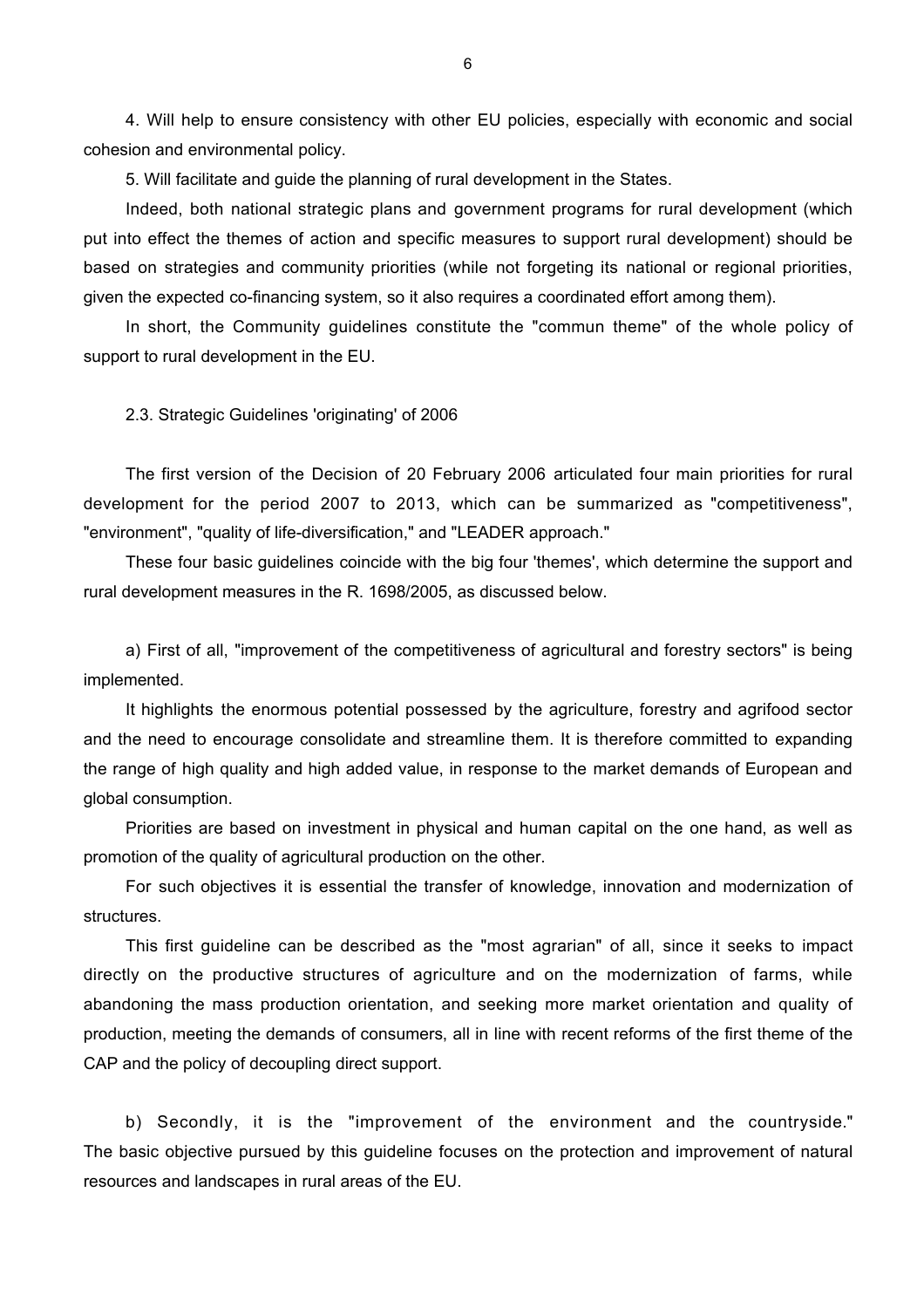4. Will help to ensure consistency with other EU policies, especially with economic and social cohesion and environmental policy.

5. Will facilitate and guide the planning of rural development in the States.

Indeed, both national strategic plans and government programs for rural development (which put into effect the themes of action and specific measures to support rural development) should be based on strategies and community priorities (while not forgeting its national or regional priorities, given the expected co-financing system, so it also requires a coordinated effort among them).

In short, the Community guidelines constitute the "commun theme" of the whole policy of support to rural development in the EU.

### 2.3. Strategic Guidelines 'originating' of 2006

The first version of the Decision of 20 February 2006 articulated four main priorities for rural development for the period 2007 to 2013, which can be summarized as "competitiveness", "environment", "quality of life-diversification," and "LEADER approach."

These four basic guidelines coincide with the big four 'themes', which determine the support and rural development measures in the R. 1698/2005, as discussed below.

a) First of all, "improvement of the competitiveness of agricultural and forestry sectors" is being implemented.

It highlights the enormous potential possessed by the agriculture, forestry and agrifood sector and the need to encourage consolidate and streamline them. It is therefore committed to expanding the range of high quality and high added value, in response to the market demands of European and global consumption.

Priorities are based on investment in physical and human capital on the one hand, as well as promotion of the quality of agricultural production on the other.

For such objectives it is essential the transfer of knowledge, innovation and modernization of structures.

This first guideline can be described as the "most agrarian" of all, since it seeks to impact directly on the productive structures of agriculture and on the modernization of farms, while abandoning the mass production orientation, and seeking more market orientation and quality of production, meeting the demands of consumers, all in line with recent reforms of the first theme of the CAP and the policy of decoupling direct support.

b) Secondly, it is the "improvement of the environment and the countryside." The basic objective pursued by this guideline focuses on the protection and improvement of natural resources and landscapes in rural areas of the EU.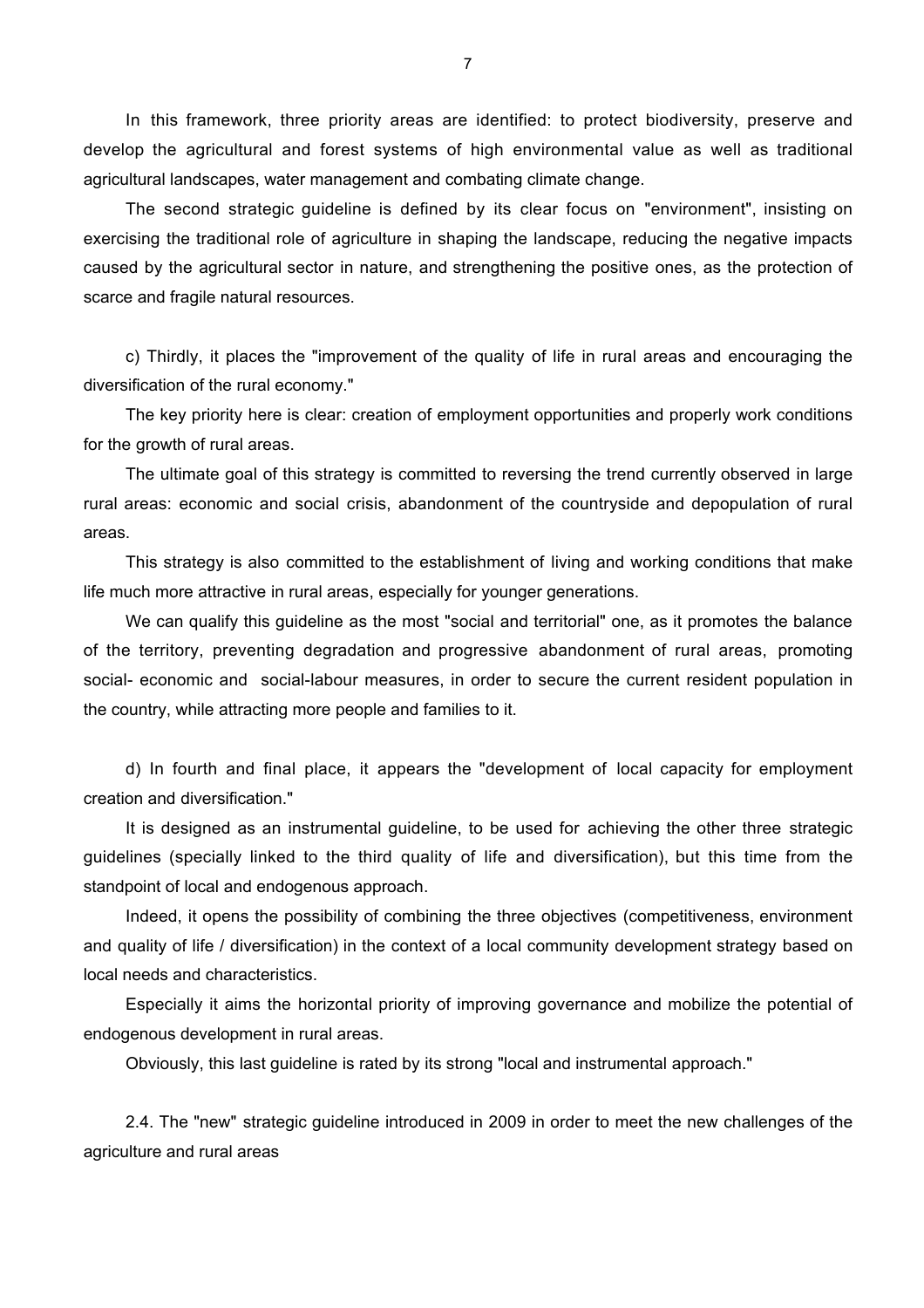In this framework, three priority areas are identified: to protect biodiversity, preserve and develop the agricultural and forest systems of high environmental value as well as traditional agricultural landscapes, water management and combating climate change.

The second strategic guideline is defined by its clear focus on "environment", insisting on exercising the traditional role of agriculture in shaping the landscape, reducing the negative impacts caused by the agricultural sector in nature, and strengthening the positive ones, as the protection of scarce and fragile natural resources.

c) Thirdly, it places the "improvement of the quality of life in rural areas and encouraging the diversification of the rural economy."

The key priority here is clear: creation of employment opportunities and properly work conditions for the growth of rural areas.

The ultimate goal of this strategy is committed to reversing the trend currently observed in large rural areas: economic and social crisis, abandonment of the countryside and depopulation of rural areas.

This strategy is also committed to the establishment of living and working conditions that make life much more attractive in rural areas, especially for younger generations.

We can qualify this guideline as the most "social and territorial" one, as it promotes the balance of the territory, preventing degradation and progressive abandonment of rural areas, promoting social- economic and social-labour measures, in order to secure the current resident population in the country, while attracting more people and families to it.

d) In fourth and final place, it appears the "development of local capacity for employment creation and diversification."

It is designed as an instrumental guideline, to be used for achieving the other three strategic guidelines (specially linked to the third quality of life and diversification), but this time from the standpoint of local and endogenous approach.

Indeed, it opens the possibility of combining the three objectives (competitiveness, environment and quality of life / diversification) in the context of a local community development strategy based on local needs and characteristics.

Especially it aims the horizontal priority of improving governance and mobilize the potential of endogenous development in rural areas.

Obviously, this last guideline is rated by its strong "local and instrumental approach."

2.4. The "new" strategic guideline introduced in 2009 in order to meet the new challenges of the agriculture and rural areas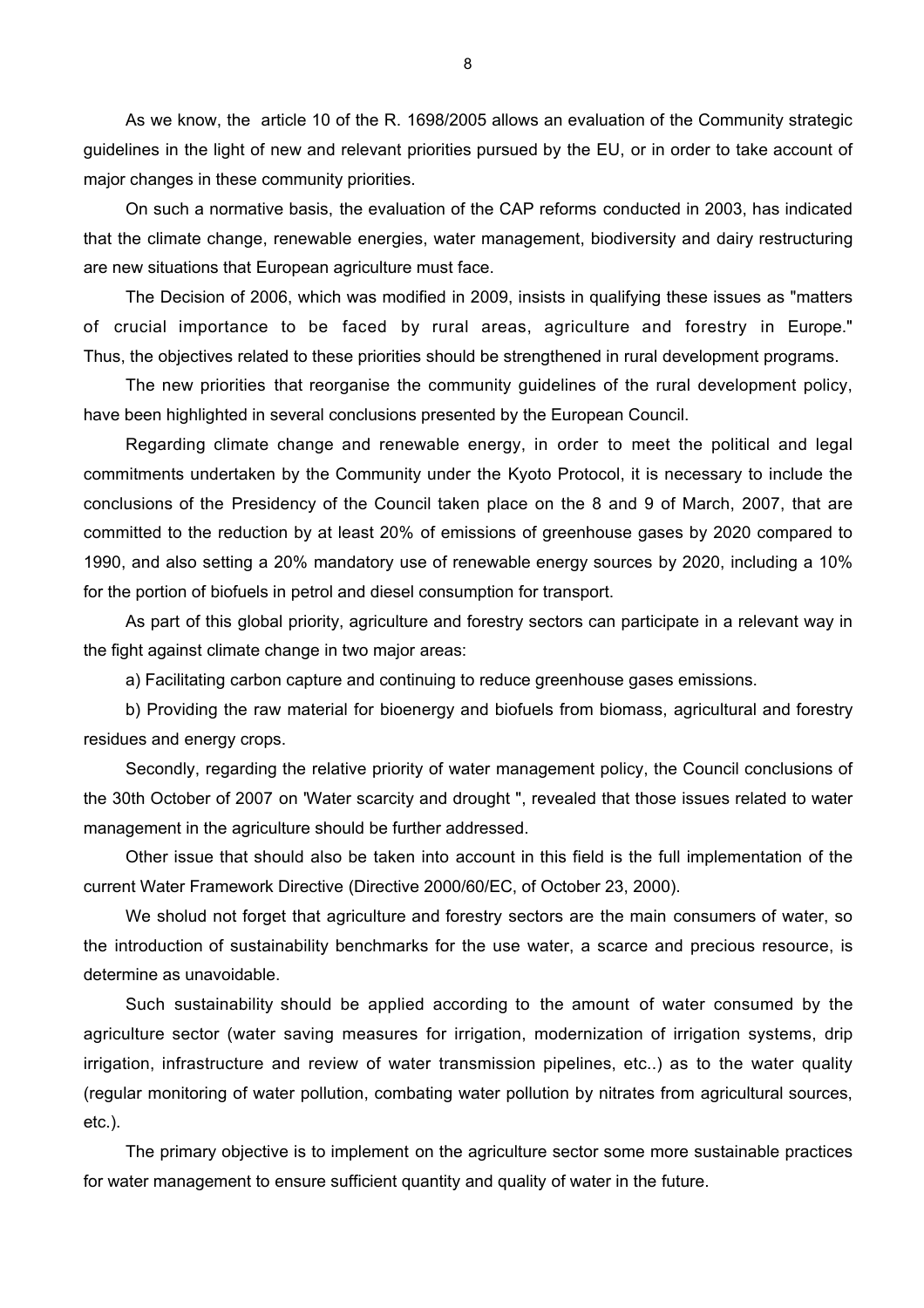As we know, the article 10 of the R. 1698/2005 allows an evaluation of the Community strategic guidelines in the light of new and relevant priorities pursued by the EU, or in order to take account of major changes in these community priorities.

On such a normative basis, the evaluation of the CAP reforms conducted in 2003, has indicated that the climate change, renewable energies, water management, biodiversity and dairy restructuring are new situations that European agriculture must face.

The Decision of 2006, which was modified in 2009, insists in qualifying these issues as "matters of crucial importance to be faced by rural areas, agriculture and forestry in Europe." Thus, the objectives related to these priorities should be strengthened in rural development programs.

The new priorities that reorganise the community guidelines of the rural development policy, have been highlighted in several conclusions presented by the European Council.

Regarding climate change and renewable energy, in order to meet the political and legal commitments undertaken by the Community under the Kyoto Protocol, it is necessary to include the conclusions of the Presidency of the Council taken place on the 8 and 9 of March, 2007, that are committed to the reduction by at least 20% of emissions of greenhouse gases by 2020 compared to 1990, and also setting a 20% mandatory use of renewable energy sources by 2020, including a 10% for the portion of biofuels in petrol and diesel consumption for transport.

As part of this global priority, agriculture and forestry sectors can participate in a relevant way in the fight against climate change in two major areas:

a) Facilitating carbon capture and continuing to reduce greenhouse gases emissions.

b) Providing the raw material for bioenergy and biofuels from biomass, agricultural and forestry residues and energy crops.

Secondly, regarding the relative priority of water management policy, the Council conclusions of the 30th October of 2007 on 'Water scarcity and drought ", revealed that those issues related to water management in the agriculture should be further addressed.

Other issue that should also be taken into account in this field is the full implementation of the current Water Framework Directive (Directive 2000/60/EC, of October 23, 2000).

We sholud not forget that agriculture and forestry sectors are the main consumers of water, so the introduction of sustainability benchmarks for the use water, a scarce and precious resource, is determine as unavoidable.

Such sustainability should be applied according to the amount of water consumed by the agriculture sector (water saving measures for irrigation, modernization of irrigation systems, drip irrigation, infrastructure and review of water transmission pipelines, etc..) as to the water quality (regular monitoring of water pollution, combating water pollution by nitrates from agricultural sources, etc.).

The primary objective is to implement on the agriculture sector some more sustainable practices for water management to ensure sufficient quantity and quality of water in the future.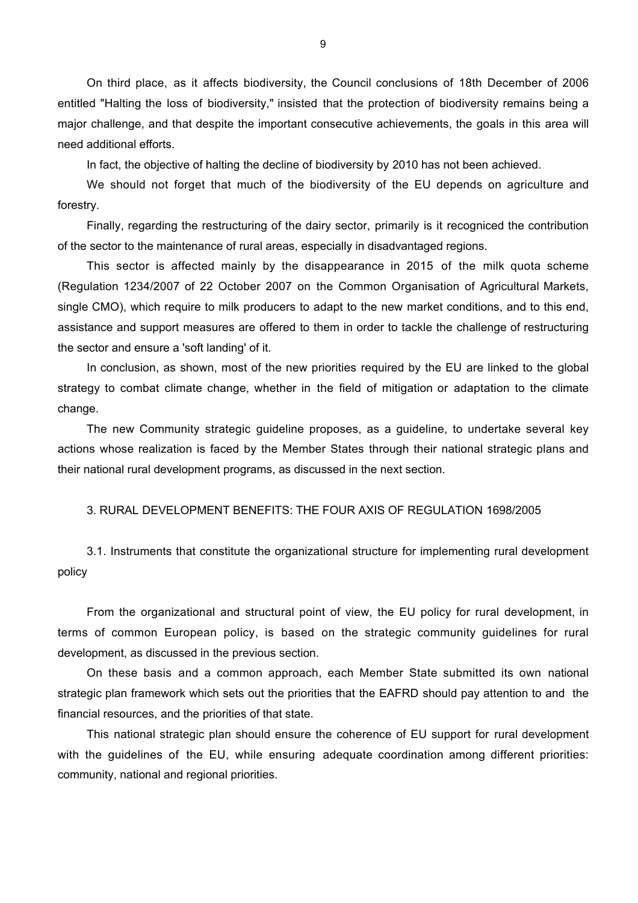On third place, as it affects biodiversity, the Council conclusions of 18th December of 2006 entitled "Halting the loss of biodiversity," insisted that the protection of biodiversity remains being a major challenge, and that despite the important consecutive achievements, the goals in this area will need additional efforts.

In fact, the objective of halting the decline of biodiversity by 2010 has not been achieved.

We should not forget that much of the biodiversity of the EU depends on agriculture and forestry.

Finally, regarding the restructuring of the dairy sector, primarily is it recogniced the contribution of the sector to the maintenance of rural areas, especially in disadvantaged regions.

This sector is affected mainly by the disappearance in 2015 of the milk quota scheme (Regulation 1234/2007 of 22 October 2007 on the Common Organisation of Agricultural Markets, single CMO), which require to milk producers to adapt to the new market conditions, and to this end, assistance and support measures are offered to them in order to tackle the challenge of restructuring the sector and ensure a 'soft landing' of it.

In conclusion, as shown, most of the new priorities required by the EU are linked to the global strategy to combat climate change, whether in the field of mitigation or adaptation to the climate change.

The new Community strategic guideline proposes, as a guideline, to undertake several key actions whose realization is faced by the Member States through their national strategic plans and their national rural development programs, as discussed in the next section.

## 3. RURAL DEVELOPMENT BENEFITS: THE FOUR AXIS OF REGULATION 1698/2005

### 3.1. Instruments that constitute the organizational structure for implementing rural development policy

From the organizational and structural point of view, the EU policy for rural development, in terms of common European policy, is based on the strategic community guidelines for rural development, as discussed in the previous section.

On these basis and a common approach, each Member State submitted its own national strategic plan framework which sets out the priorities that the EAFRD should pay attention to and the financial resources, and the priorities of that state.

This national strategic plan should ensure the coherence of EU support for rural development with the guidelines of the EU, while ensuring adequate coordination among different priorities: community, national and regional priorities.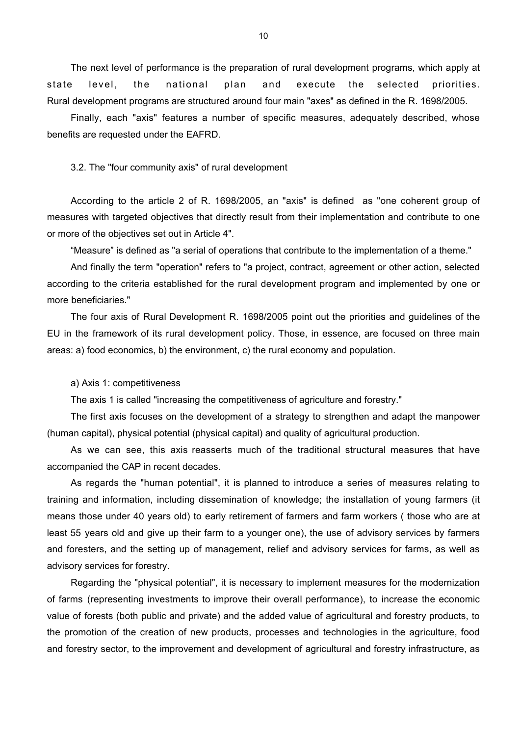The next level of performance is the preparation of rural development programs, which apply at state level, the national plan and execute the selected priorities. Rural development programs are structured around four main "axes" as defined in the R. 1698/2005.

Finally, each "axis" features a number of specific measures, adequately described, whose benefits are requested under the EAFRD.

### 3.2. The "four community axis" of rural development

According to the article 2 of R. 1698/2005, an "axis" is defined as "one coherent group of measures with targeted objectives that directly result from their implementation and contribute to one or more of the objectives set out in Article 4".

“Measure” is defined as "a serial of operations that contribute to the implementation of a theme."

And finally the term "operation" refers to "a project, contract, agreement or other action, selected according to the criteria established for the rural development program and implemented by one or more beneficiaries."

The four axis of Rural Development R. 1698/2005 point out the priorities and guidelines of the EU in the framework of its rural development policy. Those, in essence, are focused on three main areas: a) food economics, b) the environment, c) the rural economy and population.

#### a) Axis 1: competitiveness

The axis 1 is called "increasing the competitiveness of agriculture and forestry."

The first axis focuses on the development of a strategy to strengthen and adapt the manpower (human capital), physical potential (physical capital) and quality of agricultural production.

As we can see, this axis reasserts much of the traditional structural measures that have accompanied the CAP in recent decades.

As regards the "human potential", it is planned to introduce a series of measures relating to training and information, including dissemination of knowledge; the installation of young farmers (it means those under 40 years old) to early retirement of farmers and farm workers ( those who are at least 55 years old and give up their farm to a younger one), the use of advisory services by farmers and foresters, and the setting up of management, relief and advisory services for farms, as well as advisory services for forestry.

Regarding the "physical potential", it is necessary to implement measures for the modernization of farms (representing investments to improve their overall performance), to increase the economic value of forests (both public and private) and the added value of agricultural and forestry products, to the promotion of the creation of new products, processes and technologies in the agriculture, food and forestry sector, to the improvement and development of agricultural and forestry infrastructure, as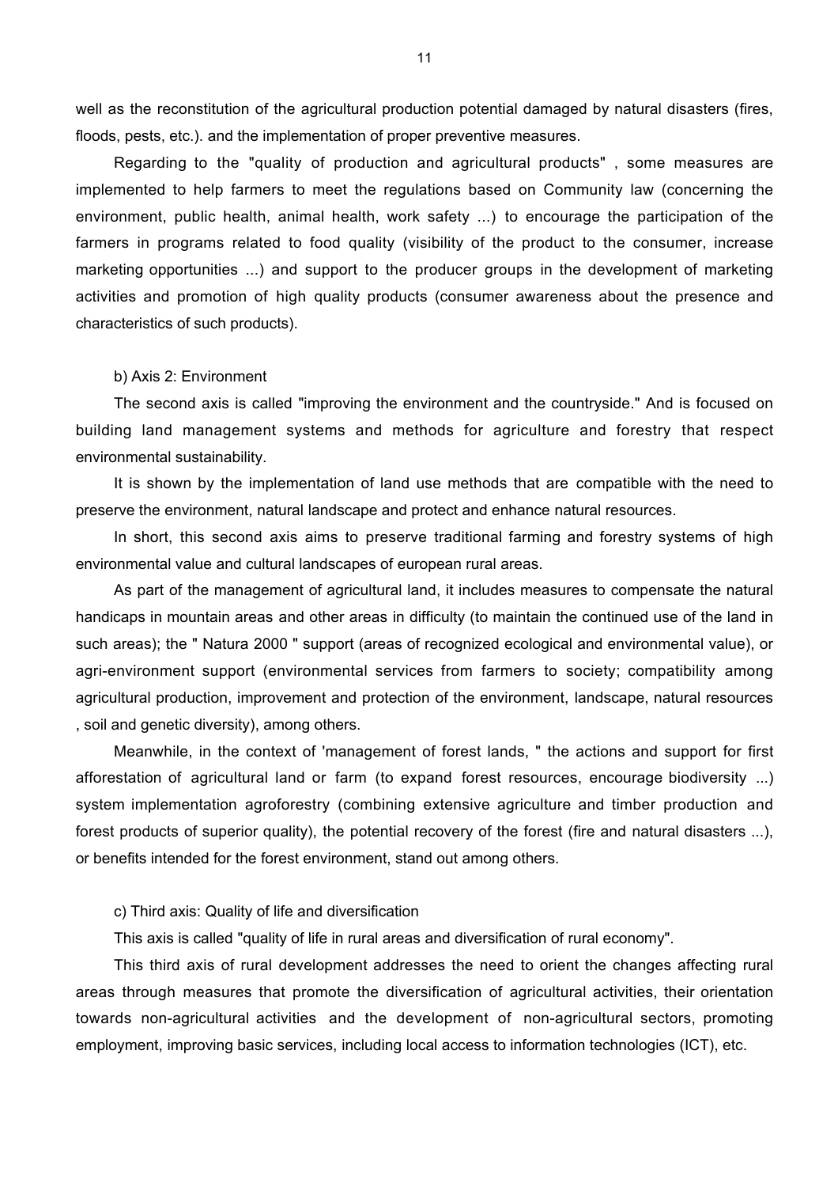well as the reconstitution of the agricultural production potential damaged by natural disasters (fires, floods, pests, etc.). and the implementation of proper preventive measures.

Regarding to the "quality of production and agricultural products" , some measures are implemented to help farmers to meet the regulations based on Community law (concerning the environment, public health, animal health, work safety ...) to encourage the participation of the farmers in programs related to food quality (visibility of the product to the consumer, increase marketing opportunities ...) and support to the producer groups in the development of marketing activities and promotion of high quality products (consumer awareness about the presence and characteristics of such products).

b) Axis 2: Environment

The second axis is called "improving the environment and the countryside." And is focused on building land management systems and methods for agriculture and forestry that respect environmental sustainability.

It is shown by the implementation of land use methods that are compatible with the need to preserve the environment, natural landscape and protect and enhance natural resources.

In short, this second axis aims to preserve traditional farming and forestry systems of high environmental value and cultural landscapes of european rural areas.

As part of the management of agricultural land, it includes measures to compensate the natural handicaps in mountain areas and other areas in difficulty (to maintain the continued use of the land in such areas); the " Natura 2000 " support (areas of recognized ecological and environmental value), or agri-environment support (environmental services from farmers to society; compatibility among agricultural production, improvement and protection of the environment, landscape, natural resources , soil and genetic diversity), among others.

Meanwhile, in the context of 'management of forest lands, " the actions and support for first afforestation of agricultural land or farm (to expand forest resources, encourage biodiversity ...) system implementation agroforestry (combining extensive agriculture and timber production and forest products of superior quality), the potential recovery of the forest (fire and natural disasters ...), or benefits intended for the forest environment, stand out among others.

c) Third axis: Quality of life and diversification

This axis is called "quality of life in rural areas and diversification of rural economy".

This third axis of rural development addresses the need to orient the changes affecting rural areas through measures that promote the diversification of agricultural activities, their orientation towards non-agricultural activities and the development of non-agricultural sectors, promoting employment, improving basic services, including local access to information technologies (ICT), etc.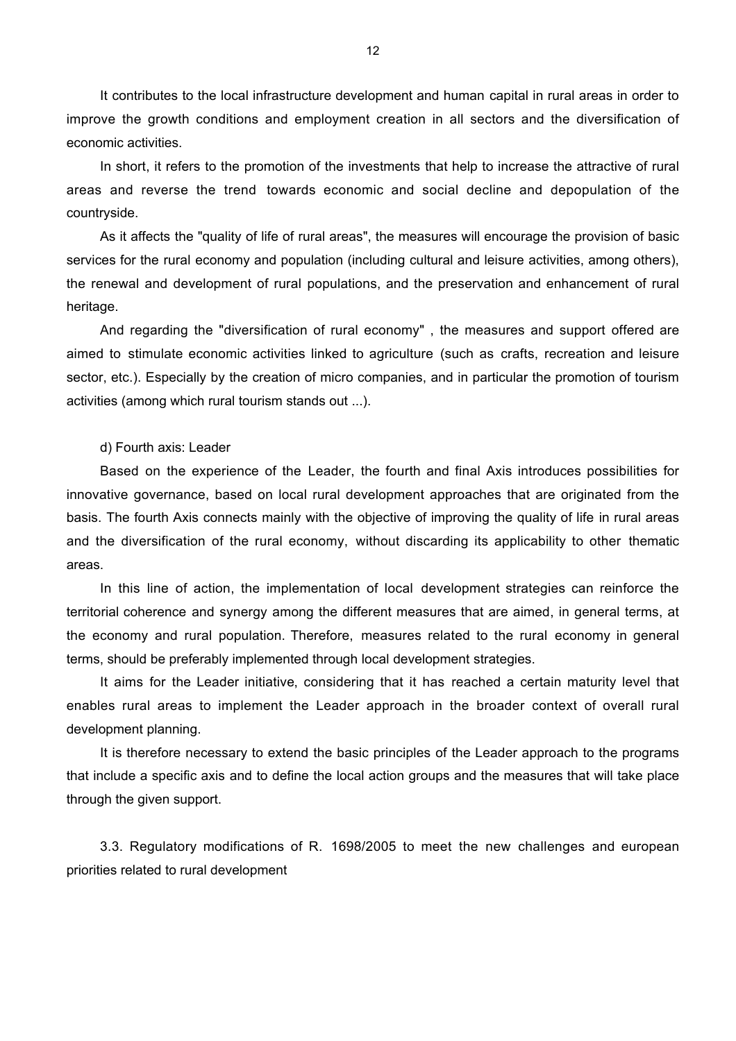It contributes to the local infrastructure development and human capital in rural areas in order to improve the growth conditions and employment creation in all sectors and the diversification of economic activities.

In short, it refers to the promotion of the investments that help to increase the attractive of rural areas and reverse the trend towards economic and social decline and depopulation of the countryside.

As it affects the "quality of life of rural areas", the measures will encourage the provision of basic services for the rural economy and population (including cultural and leisure activities, among others), the renewal and development of rural populations, and the preservation and enhancement of rural heritage.

And regarding the "diversification of rural economy" , the measures and support offered are aimed to stimulate economic activities linked to agriculture (such as crafts, recreation and leisure sector, etc.). Especially by the creation of micro companies, and in particular the promotion of tourism activities (among which rural tourism stands out ...).

d) Fourth axis: Leader

Based on the experience of the Leader, the fourth and final Axis introduces possibilities for innovative governance, based on local rural development approaches that are originated from the basis. The fourth Axis connects mainly with the objective of improving the quality of life in rural areas and the diversification of the rural economy, without discarding its applicability to other thematic areas.

In this line of action, the implementation of local development strategies can reinforce the territorial coherence and synergy among the different measures that are aimed, in general terms, at the economy and rural population. Therefore, measures related to the rural economy in general terms, should be preferably implemented through local development strategies.

It aims for the Leader initiative, considering that it has reached a certain maturity level that enables rural areas to implement the Leader approach in the broader context of overall rural development planning.

It is therefore necessary to extend the basic principles of the Leader approach to the programs that include a specific axis and to define the local action groups and the measures that will take place through the given support.

### 3.3. Regulatory modifications of R. 1698/2005 to meet the new challenges and european priorities related to rural development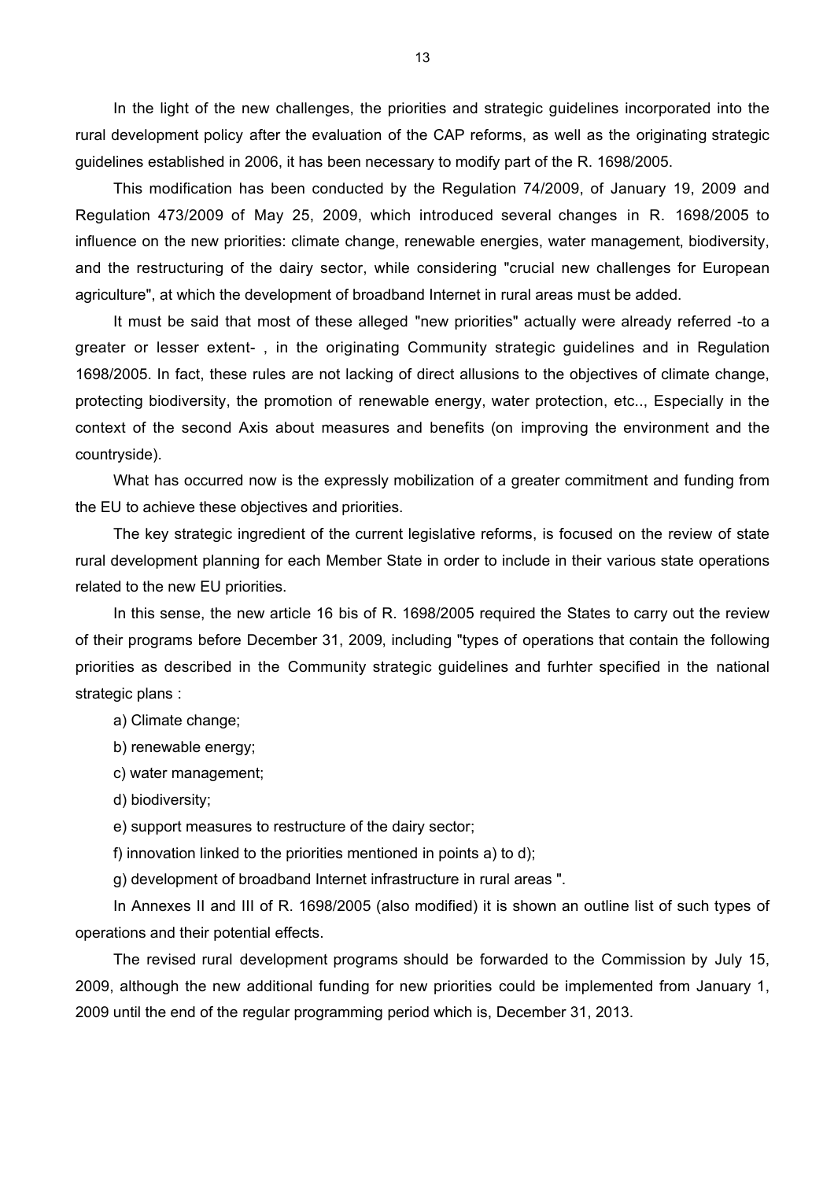In the light of the new challenges, the priorities and strategic guidelines incorporated into the rural development policy after the evaluation of the CAP reforms, as well as the originating strategic guidelines established in 2006, it has been necessary to modify part of the R. 1698/2005.

This modification has been conducted by the Regulation 74/2009, of January 19, 2009 and Regulation 473/2009 of May 25, 2009, which introduced several changes in R. 1698/2005 to influence on the new priorities: climate change, renewable energies, water management, biodiversity, and the restructuring of the dairy sector, while considering "crucial new challenges for European agriculture", at which the development of broadband Internet in rural areas must be added.

It must be said that most of these alleged "new priorities" actually were already referred -to a greater or lesser extent- , in the originating Community strategic guidelines and in Regulation 1698/2005. In fact, these rules are not lacking of direct allusions to the objectives of climate change, protecting biodiversity, the promotion of renewable energy, water protection, etc.., Especially in the context of the second Axis about measures and benefits (on improving the environment and the countryside).

What has occurred now is the expressly mobilization of a greater commitment and funding from the EU to achieve these objectives and priorities.

The key strategic ingredient of the current legislative reforms, is focused on the review of state rural development planning for each Member State in order to include in their various state operations related to the new EU priorities.

In this sense, the new article 16 bis of R. 1698/2005 required the States to carry out the review of their programs before December 31, 2009, including "types of operations that contain the following priorities as described in the Community strategic guidelines and furhter specified in the national strategic plans :

a) Climate change;

b) renewable energy;

c) water management;

d) biodiversity;

e) support measures to restructure of the dairy sector;

f) innovation linked to the priorities mentioned in points a) to d);

g) development of broadband Internet infrastructure in rural areas ".

In Annexes II and III of R. 1698/2005 (also modified) it is shown an outline list of such types of operations and their potential effects.

The revised rural development programs should be forwarded to the Commission by July 15, 2009, although the new additional funding for new priorities could be implemented from January 1, 2009 until the end of the regular programming period which is, December 31, 2013.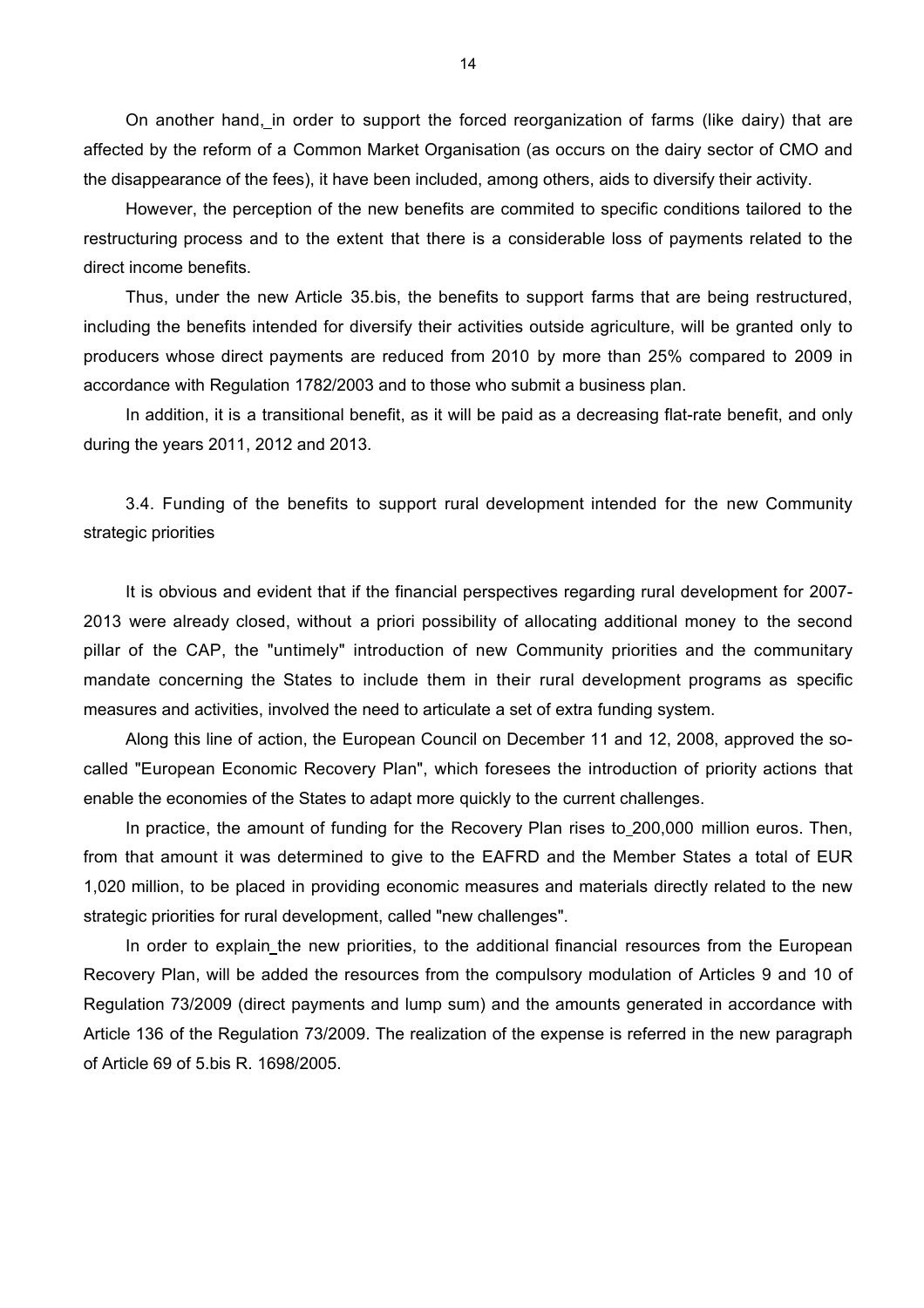On another hand, in order to support the forced reorganization of farms (like dairy) that are affected by the reform of a Common Market Organisation (as occurs on the dairy sector of CMO and the disappearance of the fees), it have been included, among others, aids to diversify their activity.

However, the perception of the new benefits are commited to specific conditions tailored to the restructuring process and to the extent that there is a considerable loss of payments related to the direct income benefits.

Thus, under the new Article 35.bis, the benefits to support farms that are being restructured, including the benefits intended for diversify their activities outside agriculture, will be granted only to producers whose direct payments are reduced from 2010 by more than 25% compared to 2009 in accordance with Regulation 1782/2003 and to those who submit a business plan.

In addition, it is a transitional benefit, as it will be paid as a decreasing flat-rate benefit, and only during the years 2011, 2012 and 2013.

### 3.4. Funding of the benefits to support rural development intended for the new Community strategic priorities

It is obvious and evident that if the financial perspectives regarding rural development for 2007-2013 were already closed, without a priori possibility of allocating additional money to the second pillar of the CAP, the "untimely" introduction of new Community priorities and the communitary mandate concerning the States to include them in their rural development programs as specific measures and activities, involved the need to articulate a set of extra funding system.

Along this line of action, the European Council on December 11 and 12, 2008, approved the so-called "European Economic Recovery Plan", which foresees the introduction of priority actions that enable the economies of the States to adapt more quickly to the current challenges.

In practice, the amount of funding for the Recovery Plan rises to 200,000 million euros. Then, from that amount it was determined to give to the EAFRD and the Member States a total of EUR 1,020 million, to be placed in providing economic measures and materials directly related to the new strategic priorities for rural development, called "new challenges".

In order to explain the new priorities, to the additional financial resources from the European Recovery Plan, will be added the resources from the compulsory modulation of Articles 9 and 10 of Regulation 73/2009 (direct payments and lump sum) and the amounts generated in accordance with Article 136 of the Regulation 73/2009. The realization of the expense is referred in the new paragraph of Article 69 of 5.bis R. 1698/2005.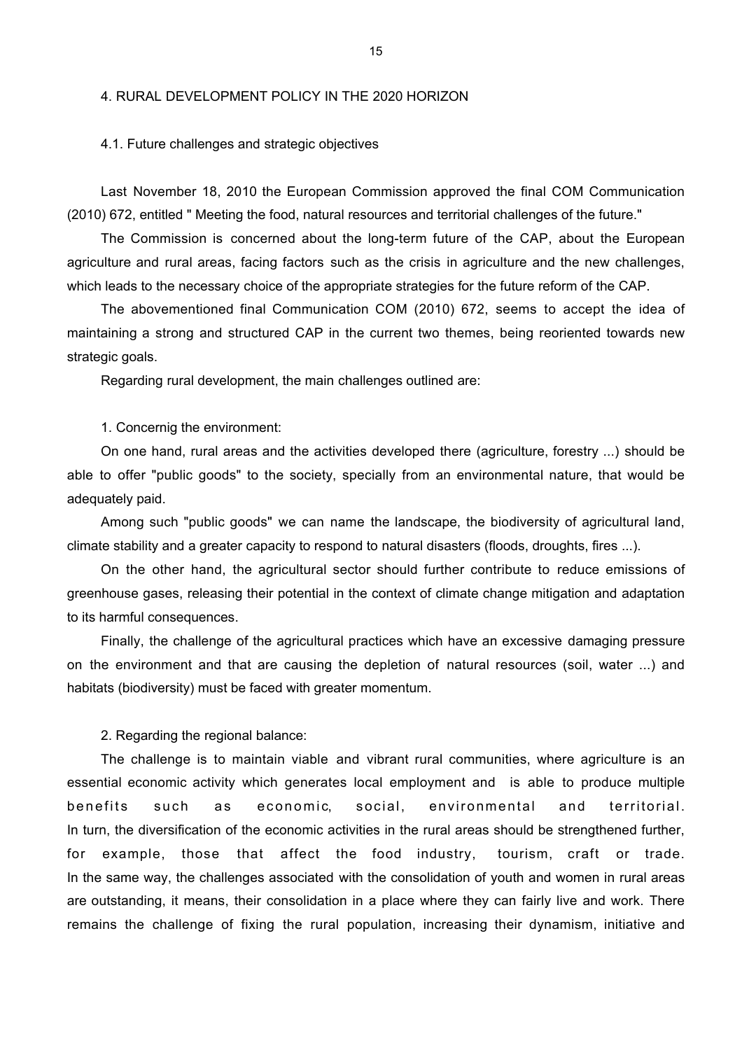## 4. RURAL DEVELOPMENT POLICY IN THE 2020 HORIZON

### 4.1. Future challenges and strategic objectives

Last November 18, 2010 the European Commission approved the final COM Communication (2010) 672, entitled " Meeting the food, natural resources and territorial challenges of the future."

The Commission is concerned about the long-term future of the CAP, about the European agriculture and rural areas, facing factors such as the crisis in agriculture and the new challenges, which leads to the necessary choice of the appropriate strategies for the future reform of the CAP.

The abovementioned final Communication COM (2010) 672, seems to accept the idea of maintaining a strong and structured CAP in the current two themes, being reoriented towards new strategic goals.

Regarding rural development, the main challenges outlined are:

1. Concernig the environment:

On one hand, rural areas and the activities developed there (agriculture, forestry ...) should be able to offer "public goods" to the society, specially from an environmental nature, that would be adequately paid.

Among such "public goods" we can name the landscape, the biodiversity of agricultural land, climate stability and a greater capacity to respond to natural disasters (floods, droughts, fires ...).

On the other hand, the agricultural sector should further contribute to reduce emissions of greenhouse gases, releasing their potential in the context of climate change mitigation and adaptation to its harmful consequences.

Finally, the challenge of the agricultural practices which have an excessive damaging pressure on the environment and that are causing the depletion of natural resources (soil, water ...) and habitats (biodiversity) must be faced with greater momentum.

2. Regarding the regional balance:

The challenge is to maintain viable and vibrant rural communities, where agriculture is an essential economic activity which generates local employment and is able to produce multiple benefits such as economic, social, environmental and territorial.
In turn, the diversification of the economic activities in the rural areas should be strengthened further, for example, those that affect the food industry, tourism, craft or trade.
In the same way, the challenges associated with the consolidation of youth and women in rural areas are outstanding, it means, their consolidation in a place where they can fairly live and work. There remains the challenge of fixing the rural population, increasing their dynamism, initiative and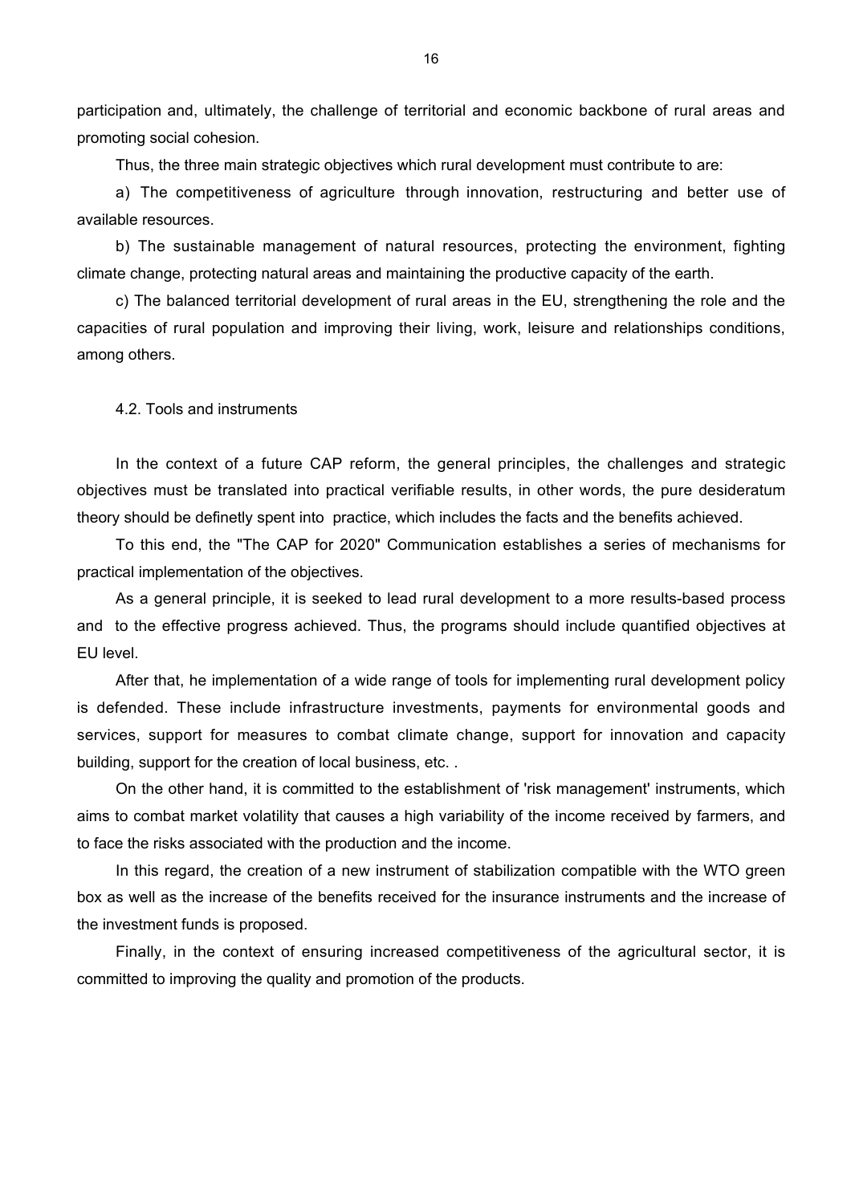participation and, ultimately, the challenge of territorial and economic backbone of rural areas and promoting social cohesion.

Thus, the three main strategic objectives which rural development must contribute to are:

a) The competitiveness of agriculture through innovation, restructuring and better use of available resources.

b) The sustainable management of natural resources, protecting the environment, fighting climate change, protecting natural areas and maintaining the productive capacity of the earth.

c) The balanced territorial development of rural areas in the EU, strengthening the role and the capacities of rural population and improving their living, work, leisure and relationships conditions, among others.

### 4.2. Tools and instruments

In the context of a future CAP reform, the general principles, the challenges and strategic objectives must be translated into practical verifiable results, in other words, the pure desideratum theory should be definetly spent into practice, which includes the facts and the benefits achieved.

To this end, the "The CAP for 2020" Communication establishes a series of mechanisms for practical implementation of the objectives.

As a general principle, it is seeked to lead rural development to a more results-based process and to the effective progress achieved. Thus, the programs should include quantified objectives at EU level.

After that, he implementation of a wide range of tools for implementing rural development policy is defended. These include infrastructure investments, payments for environmental goods and services, support for measures to combat climate change, support for innovation and capacity building, support for the creation of local business, etc. .

On the other hand, it is committed to the establishment of 'risk management' instruments, which aims to combat market volatility that causes a high variability of the income received by farmers, and to face the risks associated with the production and the income.

In this regard, the creation of a new instrument of stabilization compatible with the WTO green box as well as the increase of the benefits received for the insurance instruments and the increase of the investment funds is proposed.

Finally, in the context of ensuring increased competitiveness of the agricultural sector, it is committed to improving the quality and promotion of the products.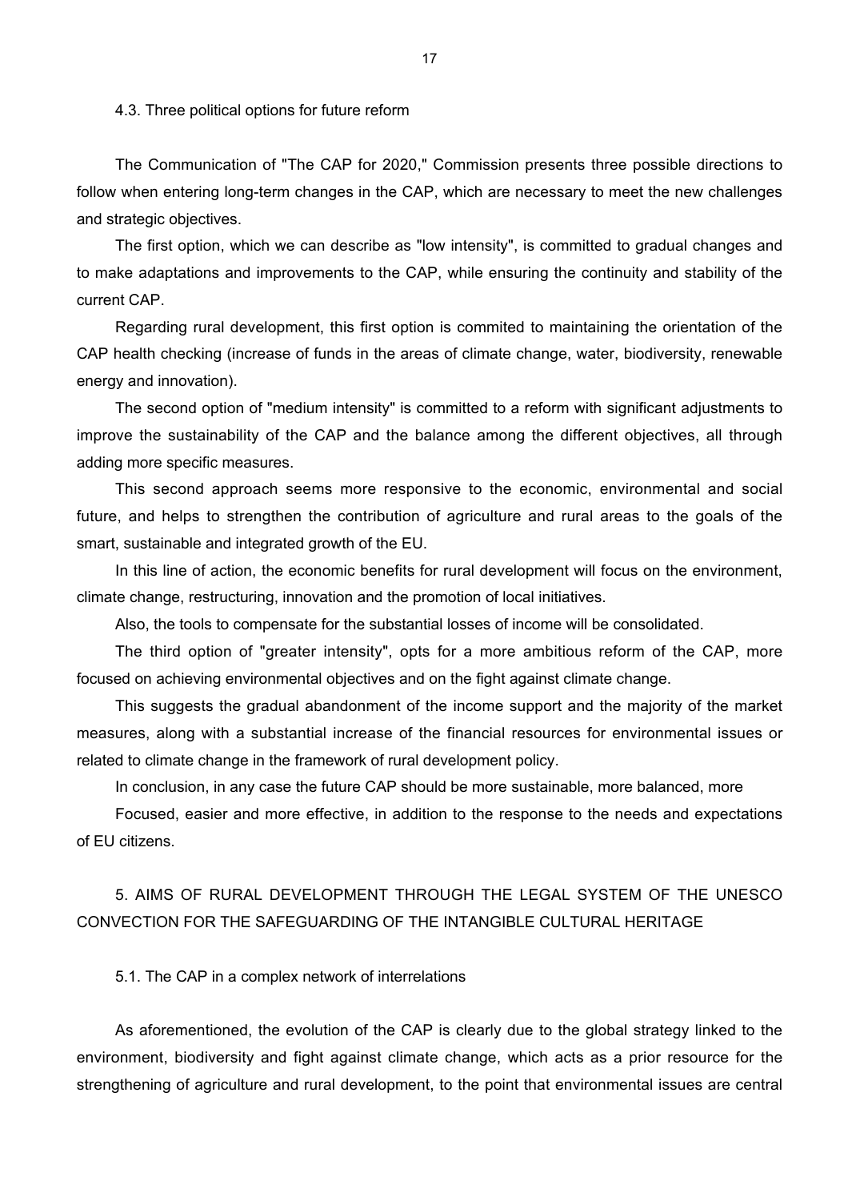### 4.3. Three political options for future reform

The Communication of "The CAP for 2020," Commission presents three possible directions to follow when entering long-term changes in the CAP, which are necessary to meet the new challenges and strategic objectives.

The first option, which we can describe as "low intensity", is committed to gradual changes and to make adaptations and improvements to the CAP, while ensuring the continuity and stability of the current CAP.

Regarding rural development, this first option is commited to maintaining the orientation of the CAP health checking (increase of funds in the areas of climate change, water, biodiversity, renewable energy and innovation).

The second option of "medium intensity" is committed to a reform with significant adjustments to improve the sustainability of the CAP and the balance among the different objectives, all through adding more specific measures.

This second approach seems more responsive to the economic, environmental and social future, and helps to strengthen the contribution of agriculture and rural areas to the goals of the smart, sustainable and integrated growth of the EU.

In this line of action, the economic benefits for rural development will focus on the environment, climate change, restructuring, innovation and the promotion of local initiatives.

Also, the tools to compensate for the substantial losses of income will be consolidated.

The third option of "greater intensity", opts for a more ambitious reform of the CAP, more focused on achieving environmental objectives and on the fight against climate change.

This suggests the gradual abandonment of the income support and the majority of the market measures, along with a substantial increase of the financial resources for environmental issues or related to climate change in the framework of rural development policy.

In conclusion, in any case the future CAP should be more sustainable, more balanced, more

Focused, easier and more effective, in addition to the response to the needs and expectations of EU citizens.

## 5. AIMS OF RURAL DEVELOPMENT THROUGH THE LEGAL SYSTEM OF THE UNESCO CONVECTION FOR THE SAFEGUARDING OF THE INTANGIBLE CULTURAL HERITAGE

### 5.1. The CAP in a complex network of interrelations

As aforementioned, the evolution of the CAP is clearly due to the global strategy linked to the environment, biodiversity and fight against climate change, which acts as a prior resource for the strengthening of agriculture and rural development, to the point that environmental issues are central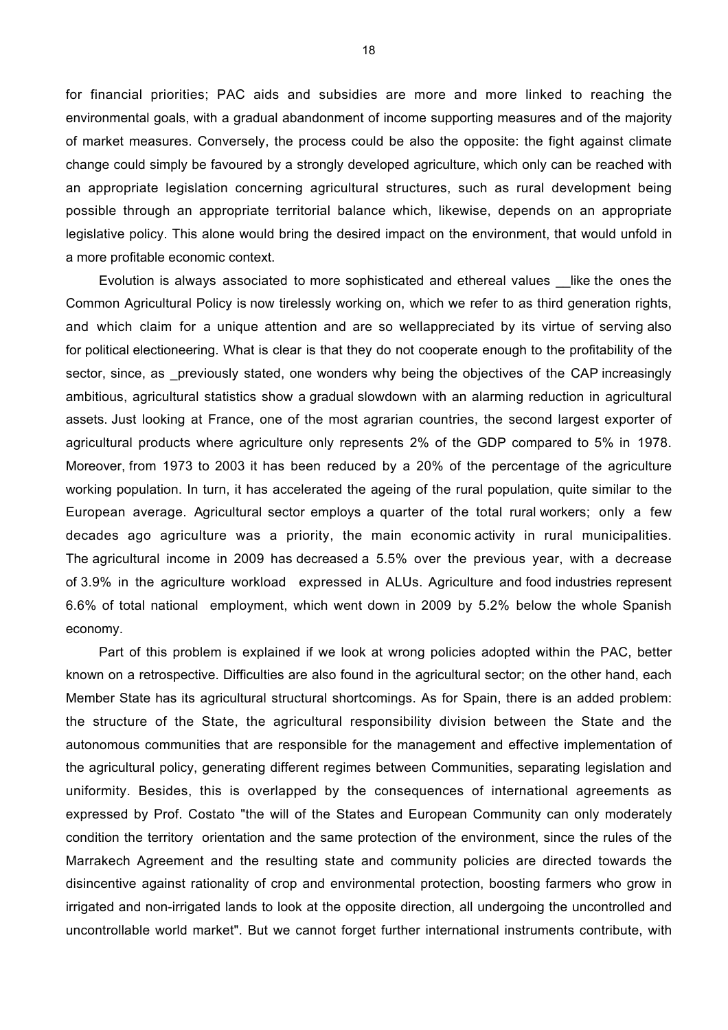for financial priorities; PAC aids and subsidies are more and more linked to reaching the environmental goals, with a gradual abandonment of income supporting measures and of the majority of market measures. Conversely, the process could be also the opposite: the fight against climate change could simply be favoured by a strongly developed agriculture, which only can be reached with an appropriate legislation concerning agricultural structures, such as rural development being possible through an appropriate territorial balance which, likewise, depends on an appropriate legislative policy. This alone would bring the desired impact on the environment, that would unfold in a more profitable economic context.

Evolution is always associated to more sophisticated and ethereal values __like the ones the Common Agricultural Policy is now tirelessly working on, which we refer to as third generation rights, and which claim for a unique attention and are so wellappreciated by its virtue of serving also for political electioneering. What is clear is that they do not cooperate enough to the profitability of the sector, since, as _previously stated, one wonders why being the objectives of the CAP increasingly ambitious, agricultural statistics show a gradual slowdown with an alarming reduction in agricultural assets. Just looking at France, one of the most agrarian countries, the second largest exporter of agricultural products where agriculture only represents 2% of the GDP compared to 5% in 1978. Moreover, from 1973 to 2003 it has been reduced by a 20% of the percentage of the agriculture working population. In turn, it has accelerated the ageing of the rural population, quite similar to the European average. Agricultural sector employs a quarter of the total rural workers; only a few decades ago agriculture was a priority, the main economic activity in rural municipalities. The agricultural income in 2009 has decreased a 5.5% over the previous year, with a decrease of 3.9% in the agriculture workload expressed in ALUs. Agriculture and food industries represent 6.6% of total national employment, which went down in 2009 by 5.2% below the whole Spanish economy.

Part of this problem is explained if we look at wrong policies adopted within the PAC, better known on a retrospective. Difficulties are also found in the agricultural sector; on the other hand, each Member State has its agricultural structural shortcomings. As for Spain, there is an added problem: the structure of the State, the agricultural responsibility division between the State and the autonomous communities that are responsible for the management and effective implementation of the agricultural policy, generating different regimes between Communities, separating legislation and uniformity. Besides, this is overlapped by the consequences of international agreements as expressed by Prof. Costato "the will of the States and European Community can only moderately condition the territory orientation and the same protection of the environment, since the rules of the Marrakech Agreement and the resulting state and community policies are directed towards the disincentive against rationality of crop and environmental protection, boosting farmers who grow in irrigated and non-irrigated lands to look at the opposite direction, all undergoing the uncontrolled and uncontrollable world market". But we cannot forget further international instruments contribute, with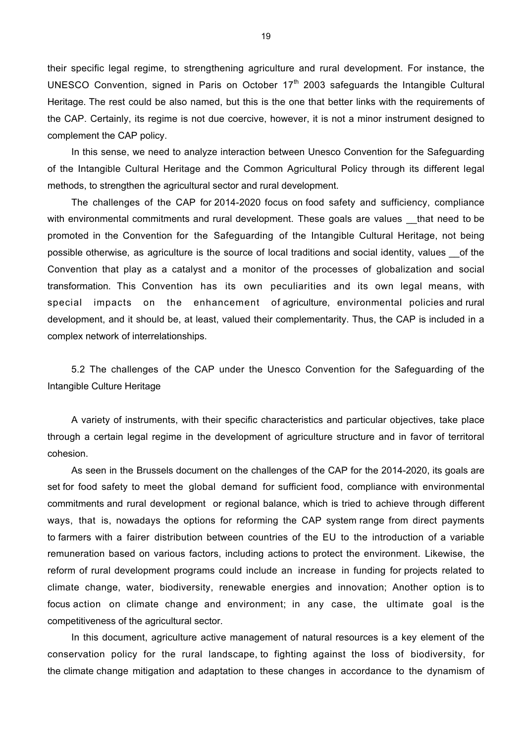their specific legal regime, to strengthening agriculture and rural development. For instance, the UNESCO Convention, signed in Paris on October 17$^{th}$ 2003 safeguards the Intangible Cultural Heritage. The rest could be also named, but this is the one that better links with the requirements of the CAP. Certainly, its regime is not due coercive, however, it is not a minor instrument designed to complement the CAP policy.

In this sense, we need to analyze interaction between Unesco Convention for the Safeguarding of the Intangible Cultural Heritage and the Common Agricultural Policy through its different legal methods, to strengthen the agricultural sector and rural development.

The challenges of the CAP for 2014-2020 focus on food safety and sufficiency, compliance with environmental commitments and rural development. These goals are values __that need to be promoted in the Convention for the Safeguarding of the Intangible Cultural Heritage, not being possible otherwise, as agriculture is the source of local traditions and social identity, values __of the Convention that play as a catalyst and a monitor of the processes of globalization and social transformation. This Convention has its own peculiarities and its own legal means, with special impacts on the enhancement of agriculture, environmental policies and rural development, and it should be, at least, valued their complementarity. Thus, the CAP is included in a complex network of interrelationships.

### 5.2 The challenges of the CAP under the Unesco Convention for the Safeguarding of the Intangible Culture Heritage

A variety of instruments, with their specific characteristics and particular objectives, take place through a certain legal regime in the development of agriculture structure and in favor of territoral cohesion.

As seen in the Brussels document on the challenges of the CAP for the 2014-2020, its goals are set for food safety to meet the global demand for sufficient food, compliance with environmental commitments and rural development or regional balance, which is tried to achieve through different ways, that is, nowadays the options for reforming the CAP system range from direct payments to farmers with a fairer distribution between countries of the EU to the introduction of a variable remuneration based on various factors, including actions to protect the environment. Likewise, the reform of rural development programs could include an increase in funding for projects related to climate change, water, biodiversity, renewable energies and innovation; Another option is to focus action on climate change and environment; in any case, the ultimate goal is the competitiveness of the agricultural sector.

In this document, agriculture active management of natural resources is a key element of the conservation policy for the rural landscape, to fighting against the loss of biodiversity, for the climate change mitigation and adaptation to these changes in accordance to the dynamism of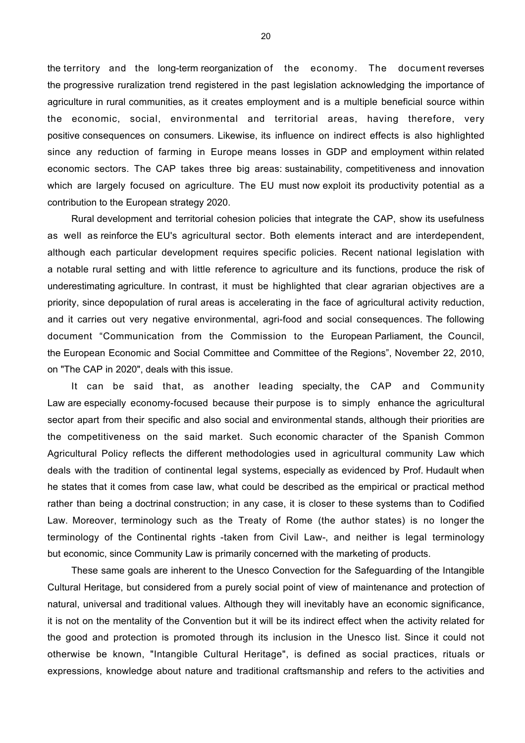the territory and the long-term reorganization of the economy. The document reverses the progressive ruralization trend registered in the past legislation acknowledging the importance of agriculture in rural communities, as it creates employment and is a multiple beneficial source within the economic, social, environmental and territorial areas, having therefore, very positive consequences on consumers. Likewise, its influence on indirect effects is also highlighted since any reduction of farming in Europe means losses in GDP and employment within related economic sectors. The CAP takes three big areas: sustainability, competitiveness and innovation which are largely focused on agriculture. The EU must now exploit its productivity potential as a contribution to the European strategy 2020.

Rural development and territorial cohesion policies that integrate the CAP, show its usefulness as well as reinforce the EU's agricultural sector. Both elements interact and are interdependent, although each particular development requires specific policies. Recent national legislation with a notable rural setting and with little reference to agriculture and its functions, produce the risk of underestimating agriculture. In contrast, it must be highlighted that clear agrarian objectives are a priority, since depopulation of rural areas is accelerating in the face of agricultural activity reduction, and it carries out very negative environmental, agri-food and social consequences. The following document "Communication from the Commission to the European Parliament, the Council, the European Economic and Social Committee and Committee of the Regions", November 22, 2010, on "The CAP in 2020", deals with this issue.

It can be said that, as another leading specialty, the CAP and Community Law are especially economy-focused because their purpose is to simply enhance the agricultural sector apart from their specific and also social and environmental stands, although their priorities are the competitiveness on the said market. Such economic character of the Spanish Common Agricultural Policy reflects the different methodologies used in agricultural community Law which deals with the tradition of continental legal systems, especially as evidenced by Prof. Hudault when he states that it comes from case law, what could be described as the empirical or practical method rather than being a doctrinal construction; in any case, it is closer to these systems than to Codified Law. Moreover, terminology such as the Treaty of Rome (the author states) is no longer the terminology of the Continental rights -taken from Civil Law-, and neither is legal terminology but economic, since Community Law is primarily concerned with the marketing of products.

These same goals are inherent to the Unesco Convection for the Safeguarding of the Intangible Cultural Heritage, but considered from a purely social point of view of maintenance and protection of natural, universal and traditional values. Although they will inevitably have an economic significance, it is not on the mentality of the Convention but it will be its indirect effect when the activity related for the good and protection is promoted through its inclusion in the Unesco list. Since it could not otherwise be known, "Intangible Cultural Heritage", is defined as social practices, rituals or expressions, knowledge about nature and traditional craftsmanship and refers to the activities and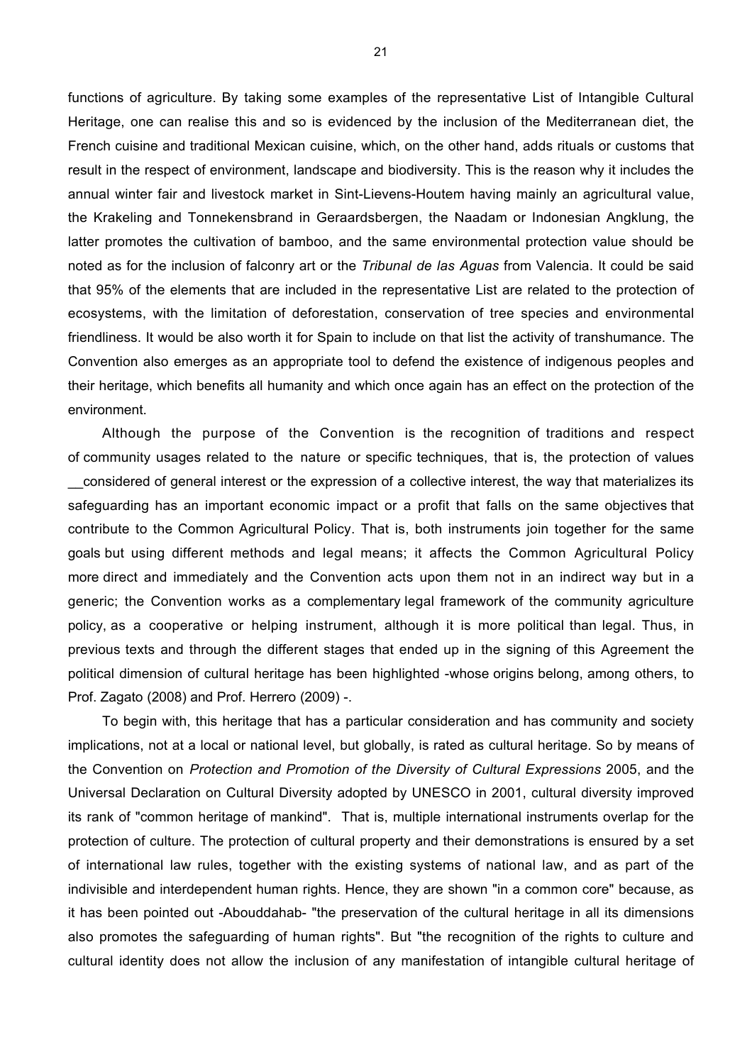functions of agriculture. By taking some examples of the representative List of Intangible Cultural Heritage, one can realise this and so is evidenced by the inclusion of the Mediterranean diet, the French cuisine and traditional Mexican cuisine, which, on the other hand, adds rituals or customs that result in the respect of environment, landscape and biodiversity. This is the reason why it includes the annual winter fair and livestock market in Sint-Lievens-Houtem having mainly an agricultural value, the Krakeling and Tonnekensbrand in Geraardsbergen, the Naadam or Indonesian Angklung, the latter promotes the cultivation of bamboo, and the same environmental protection value should be noted as for the inclusion of falconry art or the *Tribunal de las Aguas* from Valencia. It could be said that 95% of the elements that are included in the representative List are related to the protection of ecosystems, with the limitation of deforestation, conservation of tree species and environmental friendliness. It would be also worth it for Spain to include on that list the activity of transhumance. The Convention also emerges as an appropriate tool to defend the existence of indigenous peoples and their heritage, which benefits all humanity and which once again has an effect on the protection of the environment.

Although the purpose of the Convention is the recognition of traditions and respect of community usages related to the nature or specific techniques, that is, the protection of values __considered of general interest or the expression of a collective interest, the way that materializes its safeguarding has an important economic impact or a profit that falls on the same objectives that contribute to the Common Agricultural Policy. That is, both instruments join together for the same goals but using different methods and legal means; it affects the Common Agricultural Policy more direct and immediately and the Convention acts upon them not in an indirect way but in a generic; the Convention works as a complementary legal framework of the community agriculture policy, as a cooperative or helping instrument, although it is more political than legal. Thus, in previous texts and through the different stages that ended up in the signing of this Agreement the political dimension of cultural heritage has been highlighted -whose origins belong, among others, to Prof. Zagato (2008) and Prof. Herrero (2009) -.

To begin with, this heritage that has a particular consideration and has community and society implications, not at a local or national level, but globally, is rated as cultural heritage. So by means of the Convention on *Protection and Promotion of the Diversity of Cultural Expressions* 2005, and the Universal Declaration on Cultural Diversity adopted by UNESCO in 2001, cultural diversity improved its rank of "common heritage of mankind". That is, multiple international instruments overlap for the protection of culture. The protection of cultural property and their demonstrations is ensured by a set of international law rules, together with the existing systems of national law, and as part of the indivisible and interdependent human rights. Hence, they are shown "in a common core" because, as it has been pointed out -Abouddahab- "the preservation of the cultural heritage in all its dimensions also promotes the safeguarding of human rights". But "the recognition of the rights to culture and cultural identity does not allow the inclusion of any manifestation of intangible cultural heritage of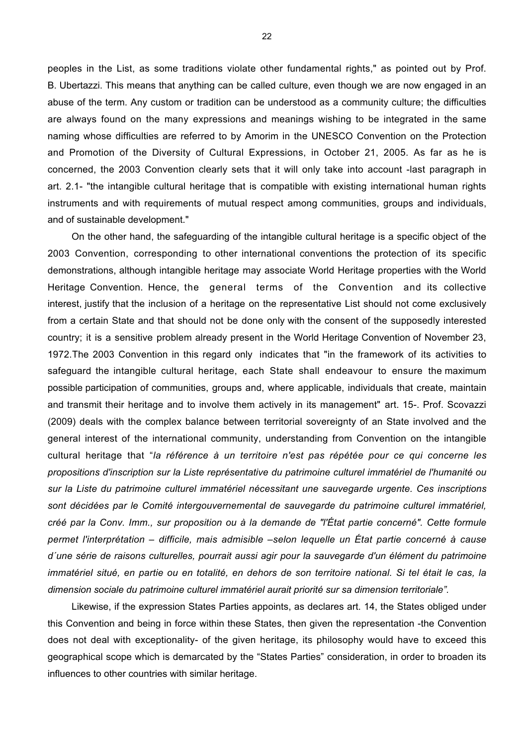peoples in the List, as some traditions violate other fundamental rights," as pointed out by Prof. B. Ubertazzi. This means that anything can be called culture, even though we are now engaged in an abuse of the term. Any custom or tradition can be understood as a community culture; the difficulties are always found on the many expressions and meanings wishing to be integrated in the same naming whose difficulties are referred to by Amorim in the UNESCO Convention on the Protection and Promotion of the Diversity of Cultural Expressions, in October 21, 2005. As far as he is concerned, the 2003 Convention clearly sets that it will only take into account -last paragraph in art. 2.1- "the intangible cultural heritage that is compatible with existing international human rights instruments and with requirements of mutual respect among communities, groups and individuals, and of sustainable development."

On the other hand, the safeguarding of the intangible cultural heritage is a specific object of the 2003 Convention, corresponding to other international conventions the protection of its specific demonstrations, although intangible heritage may associate World Heritage properties with the World Heritage Convention. Hence, the general terms of the Convention and its collective interest, justify that the inclusion of a heritage on the representative List should not come exclusively from a certain State and that should not be done only with the consent of the supposedly interested country; it is a sensitive problem already present in the World Heritage Convention of November 23, 1972.The 2003 Convention in this regard only indicates that "in the framework of its activities to safeguard the intangible cultural heritage, each State shall endeavour to ensure the maximum possible participation of communities, groups and, where applicable, individuals that create, maintain and transmit their heritage and to involve them actively in its management" art. 15-. Prof. Scovazzi (2009) deals with the complex balance between territorial sovereignty of an State involved and the general interest of the international community, understanding from Convention on the intangible cultural heritage that "*la référence à un territoire n'est pas répétée pour ce qui concerne les propositions d'inscription sur la Liste représentative du patrimoine culturel immatériel de l'humanité ou sur la Liste du patrimoine culturel immatériel nécessitant une sauvegarde urgente. Ces inscriptions sont décidées par le Comité intergouvernemental de sauvegarde du patrimoine culturel immatériel, créé par la Conv. Imm., sur proposition ou à la demande de "l'État partie concerné". Cette formule permet l'interprétation – difficile, mais admisible –selon lequelle un État partie concerné à cause d´une série de raisons culturelles, pourrait aussi agir pour la sauvegarde d'un élément du patrimoine immatériel situé, en partie ou en totalité, en dehors de son territoire national. Si tel était le cas, la dimension sociale du patrimoine culturel immatériel aurait priorité sur sa dimension territoriale*".

Likewise, if the expression States Parties appoints, as declares art. 14, the States obliged under this Convention and being in force within these States, then given the representation -the Convention does not deal with exceptionality- of the given heritage, its philosophy would have to exceed this geographical scope which is demarcated by the "States Parties" consideration, in order to broaden its influences to other countries with similar heritage.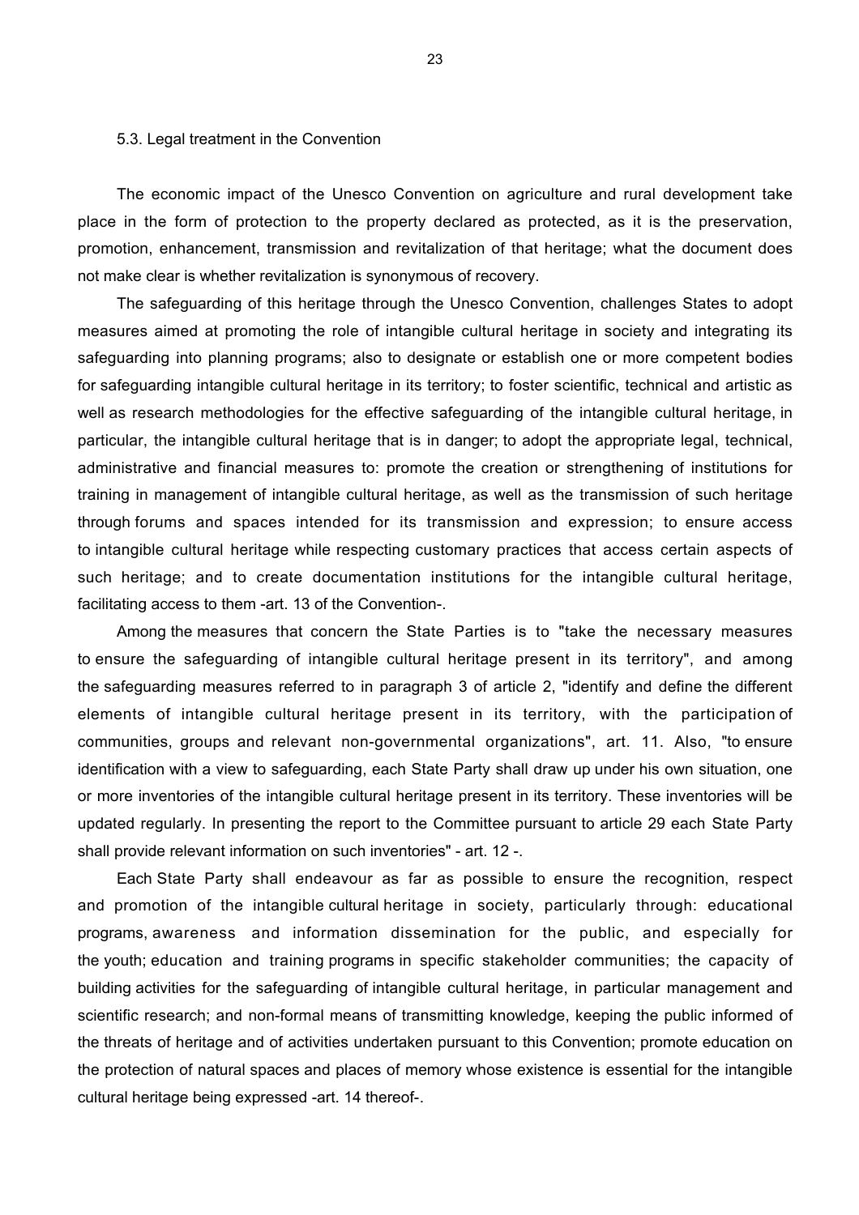### 5.3. Legal treatment in the Convention

The economic impact of the Unesco Convention on agriculture and rural development take place in the form of protection to the property declared as protected, as it is the preservation, promotion, enhancement, transmission and revitalization of that heritage; what the document does not make clear is whether revitalization is synonymous of recovery.

The safeguarding of this heritage through the Unesco Convention, challenges States to adopt measures aimed at promoting the role of intangible cultural heritage in society and integrating its safeguarding into planning programs; also to designate or establish one or more competent bodies for safeguarding intangible cultural heritage in its territory; to foster scientific, technical and artistic as well as research methodologies for the effective safeguarding of the intangible cultural heritage, in particular, the intangible cultural heritage that is in danger; to adopt the appropriate legal, technical, administrative and financial measures to: promote the creation or strengthening of institutions for training in management of intangible cultural heritage, as well as the transmission of such heritage through forums and spaces intended for its transmission and expression; to ensure access to intangible cultural heritage while respecting customary practices that access certain aspects of such heritage; and to create documentation institutions for the intangible cultural heritage, facilitating access to them -art. 13 of the Convention-.

Among the measures that concern the State Parties is to "take the necessary measures to ensure the safeguarding of intangible cultural heritage present in its territory", and among the safeguarding measures referred to in paragraph 3 of article 2, "identify and define the different elements of intangible cultural heritage present in its territory, with the participation of communities, groups and relevant non-governmental organizations", art. 11. Also, "to ensure identification with a view to safeguarding, each State Party shall draw up under his own situation, one or more inventories of the intangible cultural heritage present in its territory. These inventories will be updated regularly. In presenting the report to the Committee pursuant to article 29 each State Party shall provide relevant information on such inventories" - art. 12 -.

Each State Party shall endeavour as far as possible to ensure the recognition, respect and promotion of the intangible cultural heritage in society, particularly through: educational programs, awareness and information dissemination for the public, and especially for the youth; education and training programs in specific stakeholder communities; the capacity of building activities for the safeguarding of intangible cultural heritage, in particular management and scientific research; and non-formal means of transmitting knowledge, keeping the public informed of the threats of heritage and of activities undertaken pursuant to this Convention; promote education on the protection of natural spaces and places of memory whose existence is essential for the intangible cultural heritage being expressed -art. 14 thereof-.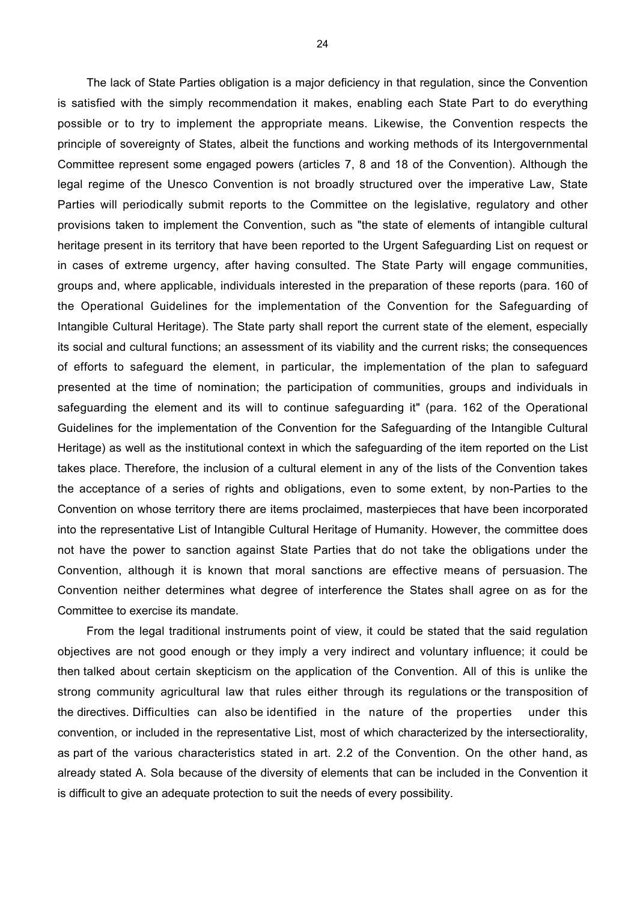The lack of State Parties obligation is a major deficiency in that regulation, since the Convention is satisfied with the simply recommendation it makes, enabling each State Part to do everything possible or to try to implement the appropriate means. Likewise, the Convention respects the principle of sovereignty of States, albeit the functions and working methods of its Intergovernmental Committee represent some engaged powers (articles 7, 8 and 18 of the Convention). Although the legal regime of the Unesco Convention is not broadly structured over the imperative Law, State Parties will periodically submit reports to the Committee on the legislative, regulatory and other provisions taken to implement the Convention, such as "the state of elements of intangible cultural heritage present in its territory that have been reported to the Urgent Safeguarding List on request or in cases of extreme urgency, after having consulted. The State Party will engage communities, groups and, where applicable, individuals interested in the preparation of these reports (para. 160 of the Operational Guidelines for the implementation of the Convention for the Safeguarding of Intangible Cultural Heritage). The State party shall report the current state of the element, especially its social and cultural functions; an assessment of its viability and the current risks; the consequences of efforts to safeguard the element, in particular, the implementation of the plan to safeguard presented at the time of nomination; the participation of communities, groups and individuals in safeguarding the element and its will to continue safeguarding it" (para. 162 of the Operational Guidelines for the implementation of the Convention for the Safeguarding of the Intangible Cultural Heritage) as well as the institutional context in which the safeguarding of the item reported on the List takes place. Therefore, the inclusion of a cultural element in any of the lists of the Convention takes the acceptance of a series of rights and obligations, even to some extent, by non-Parties to the Convention on whose territory there are items proclaimed, masterpieces that have been incorporated into the representative List of Intangible Cultural Heritage of Humanity. However, the committee does not have the power to sanction against State Parties that do not take the obligations under the Convention, although it is known that moral sanctions are effective means of persuasion. The Convention neither determines what degree of interference the States shall agree on as for the Committee to exercise its mandate.

From the legal traditional instruments point of view, it could be stated that the said regulation objectives are not good enough or they imply a very indirect and voluntary influence; it could be then talked about certain skepticism on the application of the Convention. All of this is unlike the strong community agricultural law that rules either through its regulations or the transposition of the directives. Difficulties can also be identified in the nature of the properties under this convention, or included in the representative List, most of which characterized by the intersectiorality, as part of the various characteristics stated in art. 2.2 of the Convention. On the other hand, as already stated A. Sola because of the diversity of elements that can be included in the Convention it is difficult to give an adequate protection to suit the needs of every possibility.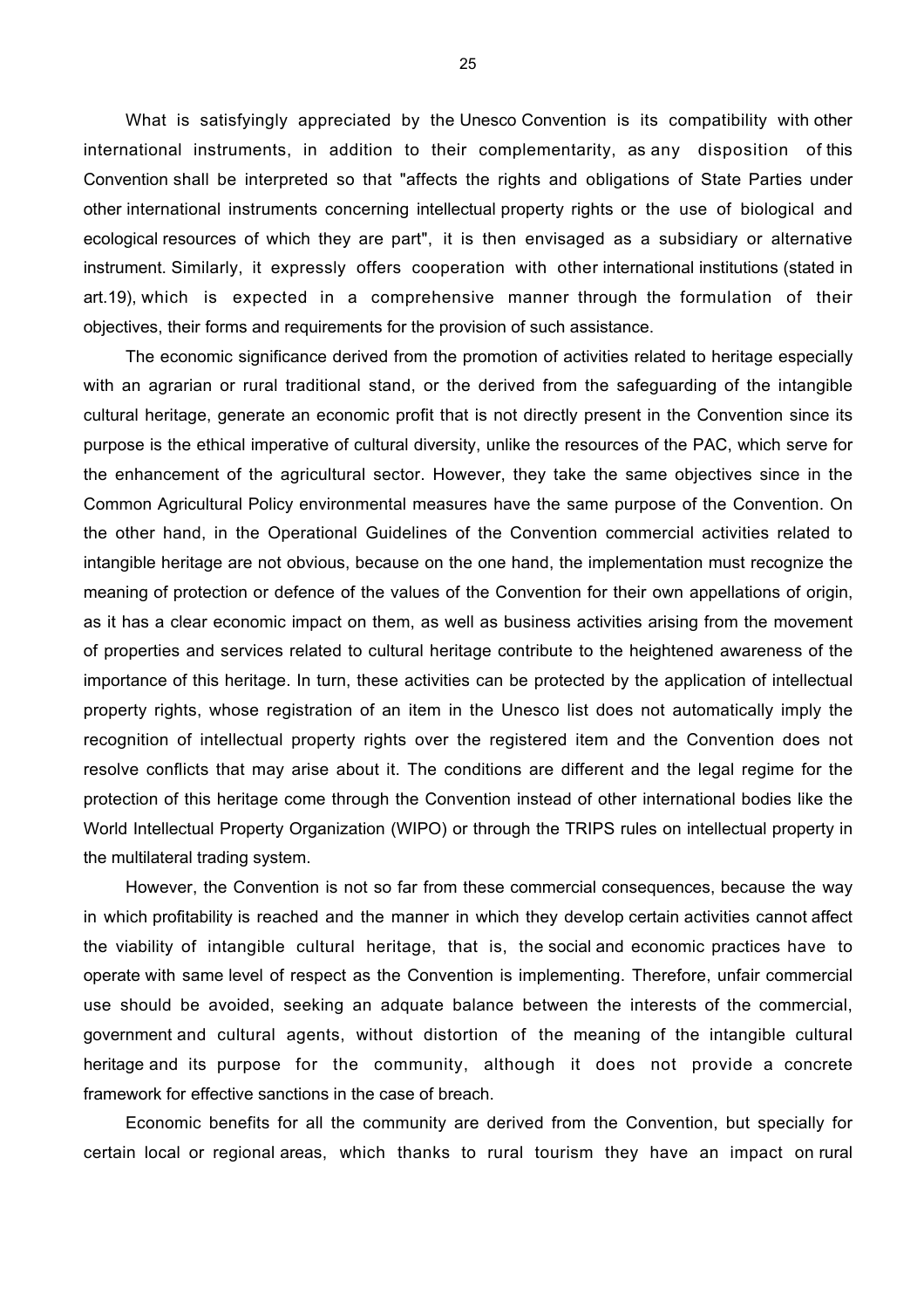What is satisfyingly appreciated by the Unesco Convention is its compatibility with other international instruments, in addition to their complementarity, as any disposition of this Convention shall be interpreted so that "affects the rights and obligations of State Parties under other international instruments concerning intellectual property rights or the use of biological and ecological resources of which they are part", it is then envisaged as a subsidiary or alternative instrument. Similarly, it expressly offers cooperation with other international institutions (stated in art.19), which is expected in a comprehensive manner through the formulation of their objectives, their forms and requirements for the provision of such assistance.

The economic significance derived from the promotion of activities related to heritage especially with an agrarian or rural traditional stand, or the derived from the safeguarding of the intangible cultural heritage, generate an economic profit that is not directly present in the Convention since its purpose is the ethical imperative of cultural diversity, unlike the resources of the PAC, which serve for the enhancement of the agricultural sector. However, they take the same objectives since in the Common Agricultural Policy environmental measures have the same purpose of the Convention. On the other hand, in the Operational Guidelines of the Convention commercial activities related to intangible heritage are not obvious, because on the one hand, the implementation must recognize the meaning of protection or defence of the values of the Convention for their own appellations of origin, as it has a clear economic impact on them, as well as business activities arising from the movement of properties and services related to cultural heritage contribute to the heightened awareness of the importance of this heritage. In turn, these activities can be protected by the application of intellectual property rights, whose registration of an item in the Unesco list does not automatically imply the recognition of intellectual property rights over the registered item and the Convention does not resolve conflicts that may arise about it. The conditions are different and the legal regime for the protection of this heritage come through the Convention instead of other international bodies like the World Intellectual Property Organization (WIPO) or through the TRIPS rules on intellectual property in the multilateral trading system.

However, the Convention is not so far from these commercial consequences, because the way in which profitability is reached and the manner in which they develop certain activities cannot affect the viability of intangible cultural heritage, that is, the social and economic practices have to operate with same level of respect as the Convention is implementing. Therefore, unfair commercial use should be avoided, seeking an adquate balance between the interests of the commercial, government and cultural agents, without distortion of the meaning of the intangible cultural heritage and its purpose for the community, although it does not provide a concrete framework for effective sanctions in the case of breach.

Economic benefits for all the community are derived from the Convention, but specially for certain local or regional areas, which thanks to rural tourism they have an impact on rural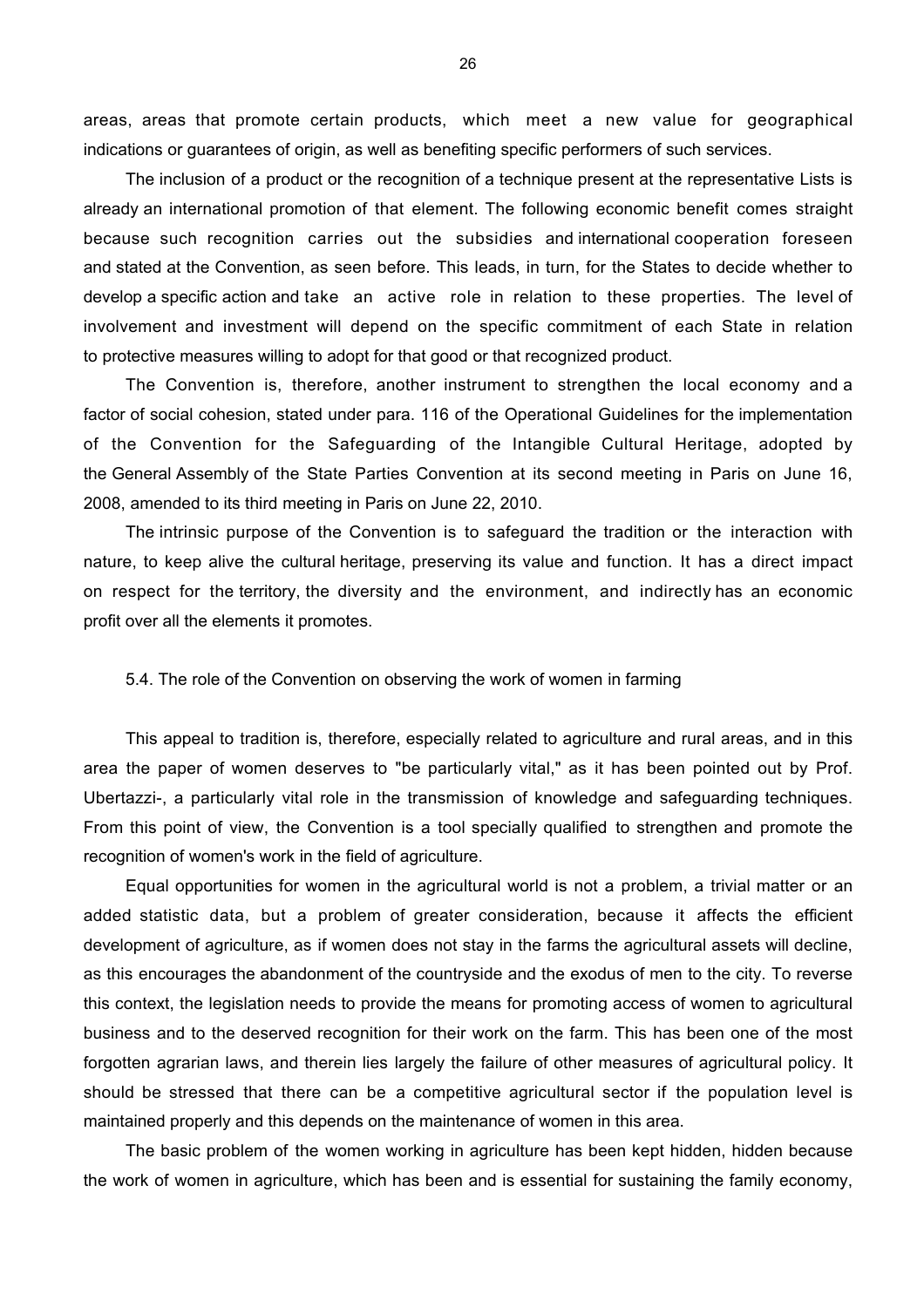areas, areas that promote certain products, which meet a new value for geographical indications or guarantees of origin, as well as benefiting specific performers of such services.

The inclusion of a product or the recognition of a technique present at the representative Lists is already an international promotion of that element. The following economic benefit comes straight because such recognition carries out the subsidies and international cooperation foreseen and stated at the Convention, as seen before. This leads, in turn, for the States to decide whether to develop a specific action and take an active role in relation to these properties. The level of involvement and investment will depend on the specific commitment of each State in relation to protective measures willing to adopt for that good or that recognized product.

The Convention is, therefore, another instrument to strengthen the local economy and a factor of social cohesion, stated under para. 116 of the Operational Guidelines for the implementation of the Convention for the Safeguarding of the Intangible Cultural Heritage, adopted by the General Assembly of the State Parties Convention at its second meeting in Paris on June 16, 2008, amended to its third meeting in Paris on June 22, 2010.

The intrinsic purpose of the Convention is to safeguard the tradition or the interaction with nature, to keep alive the cultural heritage, preserving its value and function. It has a direct impact on respect for the territory, the diversity and the environment, and indirectly has an economic profit over all the elements it promotes.

### 5.4. The role of the Convention on observing the work of women in farming

This appeal to tradition is, therefore, especially related to agriculture and rural areas, and in this area the paper of women deserves to "be particularly vital," as it has been pointed out by Prof. Ubertazzi-, a particularly vital role in the transmission of knowledge and safeguarding techniques. From this point of view, the Convention is a tool specially qualified to strengthen and promote the recognition of women's work in the field of agriculture.

Equal opportunities for women in the agricultural world is not a problem, a trivial matter or an added statistic data, but a problem of greater consideration, because it affects the efficient development of agriculture, as if women does not stay in the farms the agricultural assets will decline, as this encourages the abandonment of the countryside and the exodus of men to the city. To reverse this context, the legislation needs to provide the means for promoting access of women to agricultural business and to the deserved recognition for their work on the farm. This has been one of the most forgotten agrarian laws, and therein lies largely the failure of other measures of agricultural policy. It should be stressed that there can be a competitive agricultural sector if the population level is maintained properly and this depends on the maintenance of women in this area.

The basic problem of the women working in agriculture has been kept hidden, hidden because the work of women in agriculture, which has been and is essential for sustaining the family economy,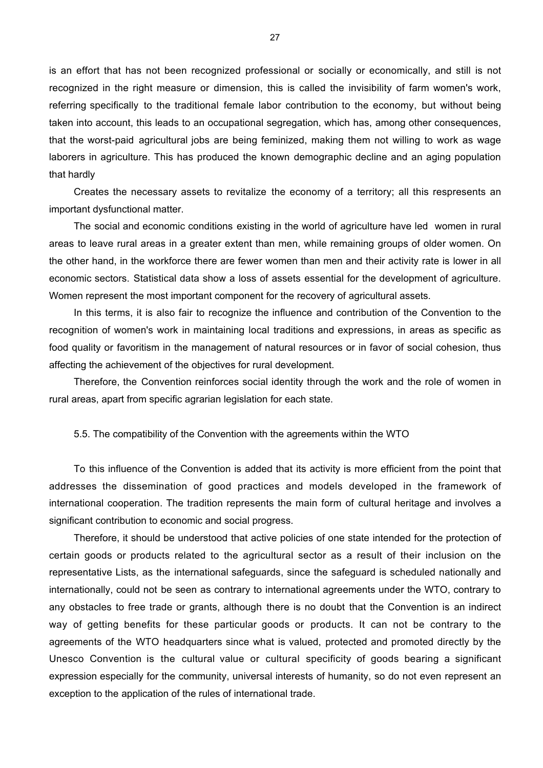is an effort that has not been recognized professional or socially or economically, and still is not recognized in the right measure or dimension, this is called the invisibility of farm women's work, referring specifically to the traditional female labor contribution to the economy, but without being taken into account, this leads to an occupational segregation, which has, among other consequences, that the worst-paid agricultural jobs are being feminized, making them not willing to work as wage laborers in agriculture. This has produced the known demographic decline and an aging population that hardly

Creates the necessary assets to revitalize the economy of a territory; all this respresents an important dysfunctional matter.

The social and economic conditions existing in the world of agriculture have led women in rural areas to leave rural areas in a greater extent than men, while remaining groups of older women. On the other hand, in the workforce there are fewer women than men and their activity rate is lower in all economic sectors. Statistical data show a loss of assets essential for the development of agriculture. Women represent the most important component for the recovery of agricultural assets.

In this terms, it is also fair to recognize the influence and contribution of the Convention to the recognition of women's work in maintaining local traditions and expressions, in areas as specific as food quality or favoritism in the management of natural resources or in favor of social cohesion, thus affecting the achievement of the objectives for rural development.

Therefore, the Convention reinforces social identity through the work and the role of women in rural areas, apart from specific agrarian legislation for each state.

### 5.5. The compatibility of the Convention with the agreements within the WTO

To this influence of the Convention is added that its activity is more efficient from the point that addresses the dissemination of good practices and models developed in the framework of international cooperation. The tradition represents the main form of cultural heritage and involves a significant contribution to economic and social progress.

Therefore, it should be understood that active policies of one state intended for the protection of certain goods or products related to the agricultural sector as a result of their inclusion on the representative Lists, as the international safeguards, since the safeguard is scheduled nationally and internationally, could not be seen as contrary to international agreements under the WTO, contrary to any obstacles to free trade or grants, although there is no doubt that the Convention is an indirect way of getting benefits for these particular goods or products. It can not be contrary to the agreements of the WTO headquarters since what is valued, protected and promoted directly by the Unesco Convention is the cultural value or cultural specificity of goods bearing a significant expression especially for the community, universal interests of humanity, so do not even represent an exception to the application of the rules of international trade.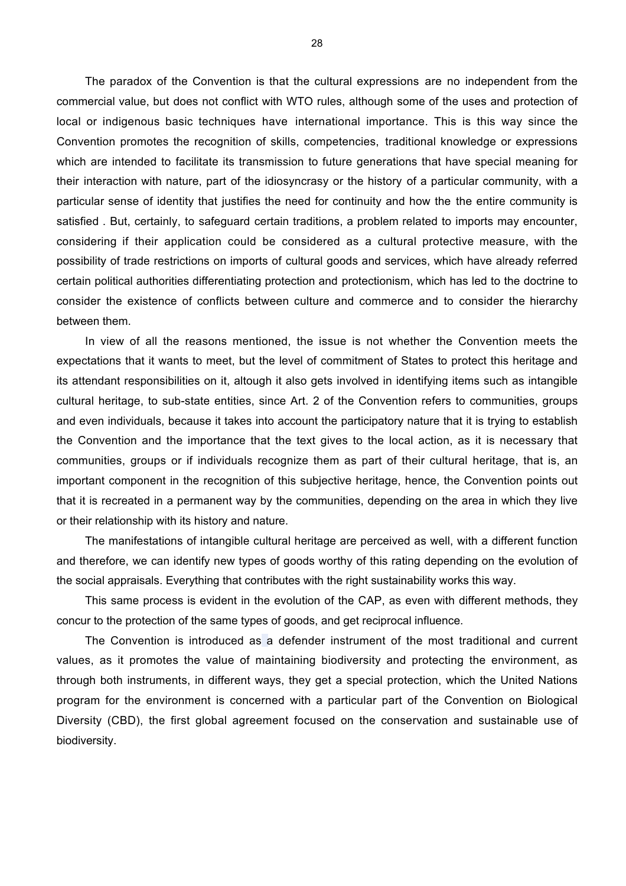The paradox of the Convention is that the cultural expressions are no independent from the commercial value, but does not conflict with WTO rules, although some of the uses and protection of local or indigenous basic techniques have international importance. This is this way since the Convention promotes the recognition of skills, competencies, traditional knowledge or expressions which are intended to facilitate its transmission to future generations that have special meaning for their interaction with nature, part of the idiosyncrasy or the history of a particular community, with a particular sense of identity that justifies the need for continuity and how the the entire community is satisfied . But, certainly, to safeguard certain traditions, a problem related to imports may encounter, considering if their application could be considered as a cultural protective measure, with the possibility of trade restrictions on imports of cultural goods and services, which have already referred certain political authorities differentiating protection and protectionism, which has led to the doctrine to consider the existence of conflicts between culture and commerce and to consider the hierarchy between them.

In view of all the reasons mentioned, the issue is not whether the Convention meets the expectations that it wants to meet, but the level of commitment of States to protect this heritage and its attendant responsibilities on it, altough it also gets involved in identifying items such as intangible cultural heritage, to sub-state entities, since Art. 2 of the Convention refers to communities, groups and even individuals, because it takes into account the participatory nature that it is trying to establish the Convention and the importance that the text gives to the local action, as it is necessary that communities, groups or if individuals recognize them as part of their cultural heritage, that is, an important component in the recognition of this subjective heritage, hence, the Convention points out that it is recreated in a permanent way by the communities, depending on the area in which they live or their relationship with its history and nature.

The manifestations of intangible cultural heritage are perceived as well, with a different function and therefore, we can identify new types of goods worthy of this rating depending on the evolution of the social appraisals. Everything that contributes with the right sustainability works this way.

This same process is evident in the evolution of the CAP, as even with different methods, they concur to the protection of the same types of goods, and get reciprocal influence.

The Convention is introduced as a defender instrument of the most traditional and current values, as it promotes the value of maintaining biodiversity and protecting the environment, as through both instruments, in different ways, they get a special protection, which the United Nations program for the environment is concerned with a particular part of the Convention on Biological Diversity (CBD), the first global agreement focused on the conservation and sustainable use of biodiversity.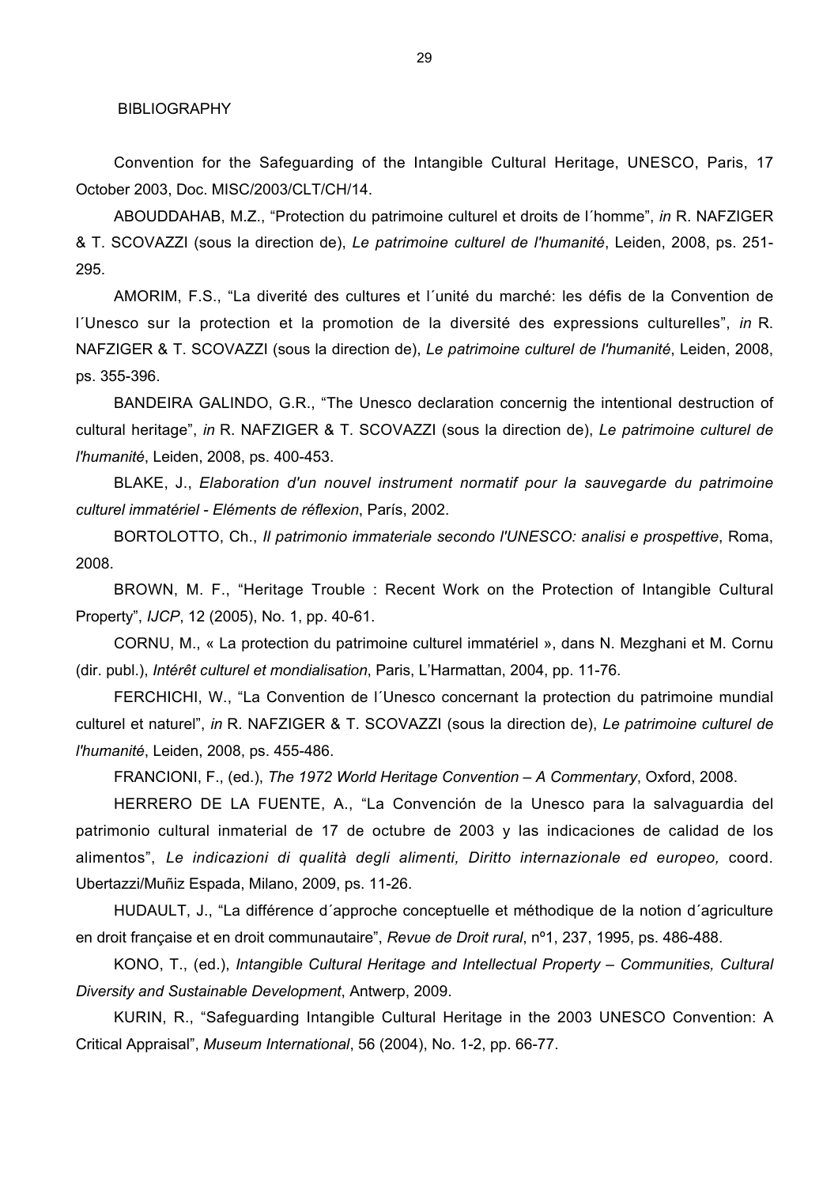## BIBLIOGRAPHY

Convention for the Safeguarding of the Intangible Cultural Heritage, UNESCO, Paris, 17 October 2003, Doc. MISC/2003/CLT/CH/14.

ABOUDDAHAB, M.Z., "Protection du patrimoine culturel et droits de l´homme", *in* R. NAFZIGER & T. SCOVAZZI (sous la direction de), *Le patrimoine culturel de l'humanité*, Leiden, 2008, ps. 251-295.

AMORIM, F.S., "La diverité des cultures et l´unité du marché: les défis de la Convention de l´Unesco sur la protection et la promotion de la diversité des expressions culturelles", *in* R. NAFZIGER & T. SCOVAZZI (sous la direction de), *Le patrimoine culturel de l'humanité*, Leiden, 2008, ps. 355-396.

BANDEIRA GALINDO, G.R., "The Unesco declaration concernig the intentional destruction of cultural heritage", *in* R. NAFZIGER & T. SCOVAZZI (sous la direction de), *Le patrimoine culturel de l'humanité*, Leiden, 2008, ps. 400-453.

BLAKE, J., *Elaboration d'un nouvel instrument normatif pour la sauvegarde du patrimoine culturel immatériel - Eléments de réflexion*, París, 2002.

BORTOLOTTO, Ch., *Il patrimonio immateriale secondo l'UNESCO: analisi e prospettive*, Roma, 2008.

BROWN, M. F., "Heritage Trouble : Recent Work on the Protection of Intangible Cultural Property", *IJCP*, 12 (2005), No. 1, pp. 40-61.

CORNU, M., « La protection du patrimoine culturel immatériel », dans N. Mezghani et M. Cornu (dir. publ.), *Intérêt culturel et mondialisation*, Paris, L'Harmattan, 2004, pp. 11-76.

FERCHICHI, W., "La Convention de l´Unesco concernant la protection du patrimoine mundial culturel et naturel", *in* R. NAFZIGER & T. SCOVAZZI (sous la direction de), *Le patrimoine culturel de l'humanité*, Leiden, 2008, ps. 455-486.

FRANCIONI, F., (ed.), *The 1972 World Heritage Convention – A Commentary*, Oxford, 2008.

HERRERO DE LA FUENTE, A., "La Convención de la Unesco para la salvaguardia del patrimonio cultural inmaterial de 17 de octubre de 2003 y las indicaciones de calidad de los alimentos", *Le indicazioni di qualità degli alimenti, Diritto internazionale ed europeo,* coord. Ubertazzi/Muñiz Espada, Milano, 2009, ps. 11-26.

HUDAULT, J., "La différence d´approche conceptuelle et méthodique de la notion d´agriculture en droit française et en droit communautaire", *Revue de Droit rural*, nº1, 237, 1995, ps. 486-488.

KONO, T., (ed.), *Intangible Cultural Heritage and Intellectual Property – Communities, Cultural Diversity and Sustainable Development*, Antwerp, 2009.

KURIN, R., "Safeguarding Intangible Cultural Heritage in the 2003 UNESCO Convention: A Critical Appraisal", *Museum International*, 56 (2004), No. 1-2, pp. 66-77.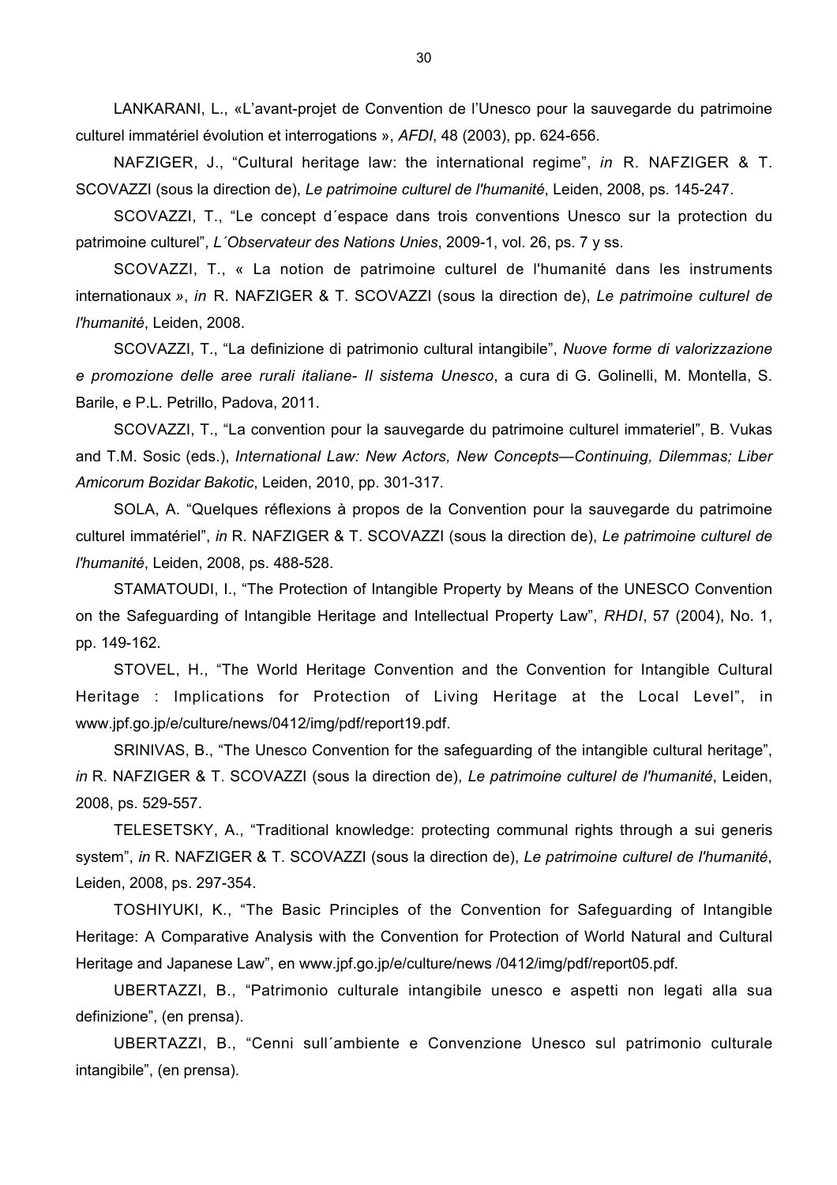LANKARANI, L., «L'avant-projet de Convention de l'Unesco pour la sauvegarde du patrimoine culturel immatériel évolution et interrogations », *AFDI*, 48 (2003), pp. 624-656.

NAFZIGER, J., "Cultural heritage law: the international regime", *in* R. NAFZIGER & T. SCOVAZZI (sous la direction de), *Le patrimoine culturel de l'humanité*, Leiden, 2008, ps. 145-247.

SCOVAZZI, T., "Le concept d´espace dans trois conventions Unesco sur la protection du patrimoine culturel", *L´Observateur des Nations Unies*, 2009-1, vol. 26, ps. 7 y ss.

SCOVAZZI, T., « La notion de patrimoine culturel de l'humanité dans les instruments internationaux *»*, *in* R. NAFZIGER & T. SCOVAZZI (sous la direction de), *Le patrimoine culturel de l'humanité*, Leiden, 2008.

SCOVAZZI, T., "La definizione di patrimonio cultural intangibile", *Nuove forme di valorizzazione e promozione delle aree rurali italiane- Il sistema Unesco*, a cura di G. Golinelli, M. Montella, S. Barile, e P.L. Petrillo, Padova, 2011.

SCOVAZZI, T., "La convention pour la sauvegarde du patrimoine culturel immateriel", B. Vukas and T.M. Sosic (eds.), *International Law: New Actors, New Concepts—Continuing, Dilemmas; Liber Amicorum Bozidar Bakotic*, Leiden, 2010, pp. 301-317.

SOLA, A. "Quelques réflexions à propos de la Convention pour la sauvegarde du patrimoine culturel immatériel", *in* R. NAFZIGER & T. SCOVAZZI (sous la direction de), *Le patrimoine culturel de l'humanité*, Leiden, 2008, ps. 488-528.

STAMATOUDI, I., "The Protection of Intangible Property by Means of the UNESCO Convention on the Safeguarding of Intangible Heritage and Intellectual Property Law", *RHDI*, 57 (2004), No. 1, pp. 149-162.

STOVEL, H., "The World Heritage Convention and the Convention for Intangible Cultural Heritage : Implications for Protection of Living Heritage at the Local Level", in www.jpf.go.jp/e/culture/news/0412/img/pdf/report19.pdf.

SRINIVAS, B., "The Unesco Convention for the safeguarding of the intangible cultural heritage", *in* R. NAFZIGER & T. SCOVAZZI (sous la direction de), *Le patrimoine culturel de l'humanité*, Leiden, 2008, ps. 529-557.

TELESETSKY, A., "Traditional knowledge: protecting communal rights through a sui generis system", *in* R. NAFZIGER & T. SCOVAZZI (sous la direction de), *Le patrimoine culturel de l'humanité*, Leiden, 2008, ps. 297-354.

TOSHIYUKI, K., "The Basic Principles of the Convention for Safeguarding of Intangible Heritage: A Comparative Analysis with the Convention for Protection of World Natural and Cultural Heritage and Japanese Law", en www.jpf.go.jp/e/culture/news /0412/img/pdf/report05.pdf.

UBERTAZZI, B., "Patrimonio culturale intangibile unesco e aspetti non legati alla sua definizione", (en prensa).

UBERTAZZI, B., "Cenni sull´ambiente e Convenzione Unesco sul patrimonio culturale intangibile", (en prensa).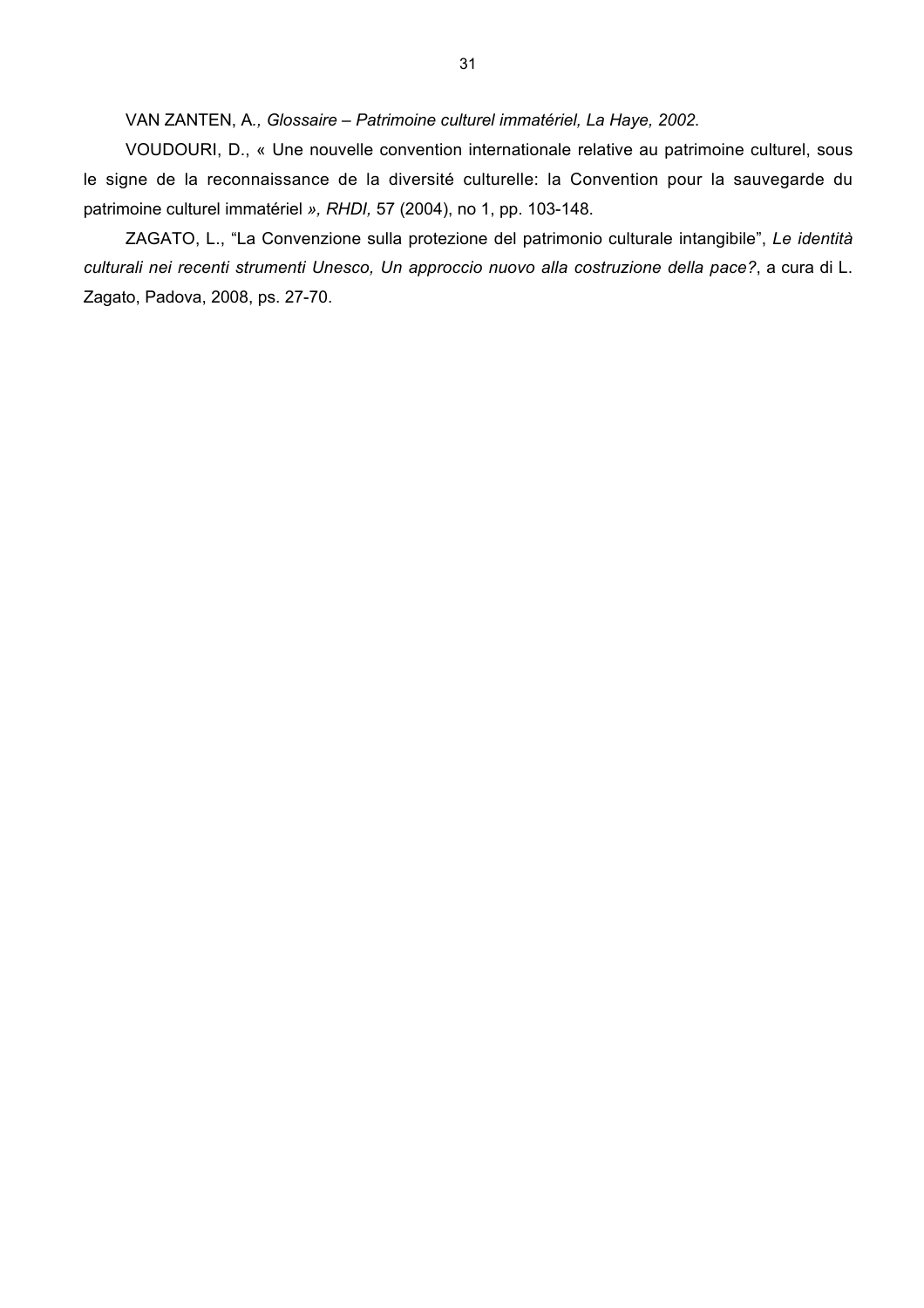VAN ZANTEN, A.*, Glossaire – Patrimoine culturel immatériel, La Haye, 2002.*

VOUDOURI, D., « Une nouvelle convention internationale relative au patrimoine culturel, sous le signe de la reconnaissance de la diversité culturelle: la Convention pour la sauvegarde du patrimoine culturel immatériel *», RHDI,* 57 (2004), no 1, pp. 103-148.

ZAGATO, L., "La Convenzione sulla protezione del patrimonio culturale intangibile", *Le identità culturali nei recenti strumenti Unesco, Un approccio nuovo alla costruzione della pace?*, a cura di L. Zagato, Padova, 2008, ps. 27-70.